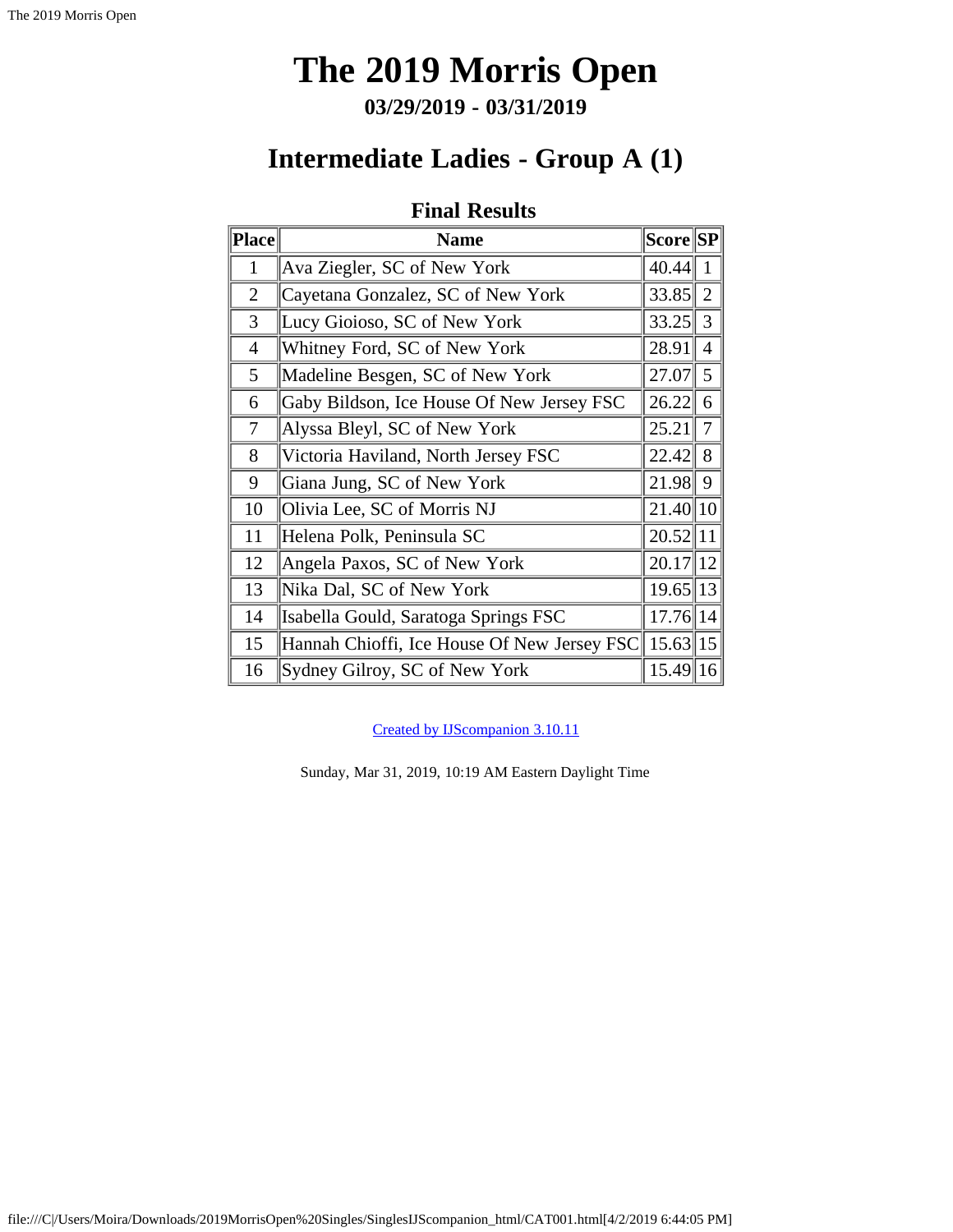# The 2019 Morris Open

### 03/29/2019 - 03/31/2019

## Intermediate Ladies - Group A (1)

### Final Results

| Place | Name | Score | SP |
|---|---|---|---|
| 1 | Ava Ziegler, SC of New York | 40.44 | 1 |
| 2 | Cayetana Gonzalez, SC of New York | 33.85 | 2 |
| 3 | Lucy Gioioso, SC of New York | 33.25 | 3 |
| 4 | Whitney Ford, SC of New York | 28.91 | 4 |
| 5 | Madeline Besgen, SC of New York | 27.07 | 5 |
| 6 | Gaby Bildson, Ice House Of New Jersey FSC | 26.22 | 6 |
| 7 | Alyssa Bleyl, SC of New York | 25.21 | 7 |
| 8 | Victoria Haviland, North Jersey FSC | 22.42 | 8 |
| 9 | Giana Jung, SC of New York | 21.98 | 9 |
| 10 | Olivia Lee, SC of Morris NJ | 21.40 | 10 |
| 11 | Helena Polk, Peninsula SC | 20.52 | 11 |
| 12 | Angela Paxos, SC of New York | 20.17 | 12 |
| 13 | Nika Dal, SC of New York | 19.65 | 13 |
| 14 | Isabella Gould, Saratoga Springs FSC | 17.76 | 14 |
| 15 | Hannah Chioffi, Ice House Of New Jersey FSC | 15.63 | 15 |
| 16 | Sydney Gilroy, SC of New York | 15.49 | 16 |

Created by IJScompanion 3.10.11

Sunday, Mar 31, 2019, 10:19 AM Eastern Daylight Time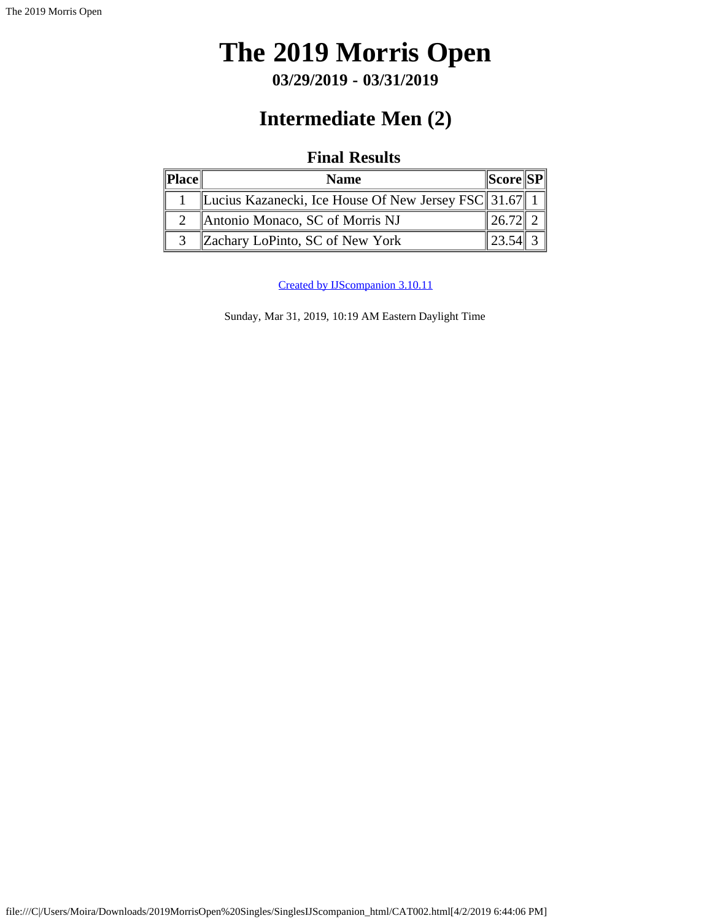# The 2019 Morris Open

### 03/29/2019 - 03/31/2019

## Intermediate Men (2)

### Final Results

| Place | Name | Score | SP |
|---|---|---|---|
| 1 | Lucius Kazanecki, Ice House Of New Jersey FSC | 31.67 | 1 |
| 2 | Antonio Monaco, SC of Morris NJ | 26.72 | 2 |
| 3 | Zachary LoPinto, SC of New York | 23.54 | 3 |

Created by IJScompanion 3.10.11

Sunday, Mar 31, 2019, 10:19 AM Eastern Daylight Time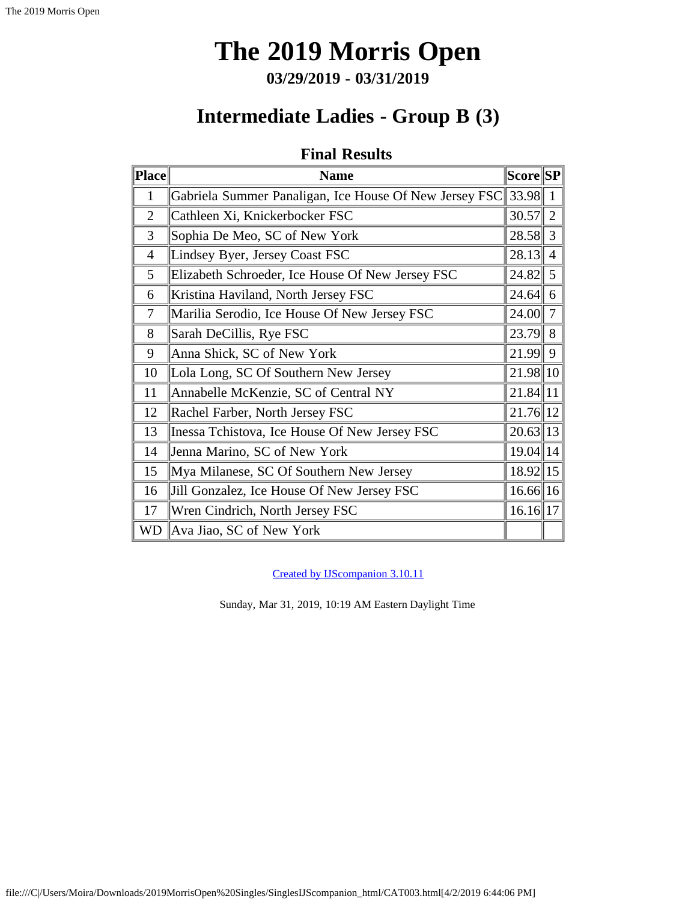# The 2019 Morris Open

### 03/29/2019 - 03/31/2019

## Intermediate Ladies - Group B (3)

### Final Results

| Place | Name | Score | SP |
|---|---|---|---|
| 1 | Gabriela Summer Panaligan, Ice House Of New Jersey FSC | 33.98 | 1 |
| 2 | Cathleen Xi, Knickerbocker FSC | 30.57 | 2 |
| 3 | Sophia De Meo, SC of New York | 28.58 | 3 |
| 4 | Lindsey Byer, Jersey Coast FSC | 28.13 | 4 |
| 5 | Elizabeth Schroeder, Ice House Of New Jersey FSC | 24.82 | 5 |
| 6 | Kristina Haviland, North Jersey FSC | 24.64 | 6 |
| 7 | Marilia Serodio, Ice House Of New Jersey FSC | 24.00 | 7 |
| 8 | Sarah DeCillis, Rye FSC | 23.79 | 8 |
| 9 | Anna Shick, SC of New York | 21.99 | 9 |
| 10 | Lola Long, SC Of Southern New Jersey | 21.98 | 10 |
| 11 | Annabelle McKenzie, SC of Central NY | 21.84 | 11 |
| 12 | Rachel Farber, North Jersey FSC | 21.76 | 12 |
| 13 | Inessa Tchistova, Ice House Of New Jersey FSC | 20.63 | 13 |
| 14 | Jenna Marino, SC of New York | 19.04 | 14 |
| 15 | Mya Milanese, SC Of Southern New Jersey | 18.92 | 15 |
| 16 | Jill Gonzalez, Ice House Of New Jersey FSC | 16.66 | 16 |
| 17 | Wren Cindrich, North Jersey FSC | 16.16 | 17 |
| WD | Ava Jiao, SC of New York | | |

Created by IJScompanion 3.10.11

Sunday, Mar 31, 2019, 10:19 AM Eastern Daylight Time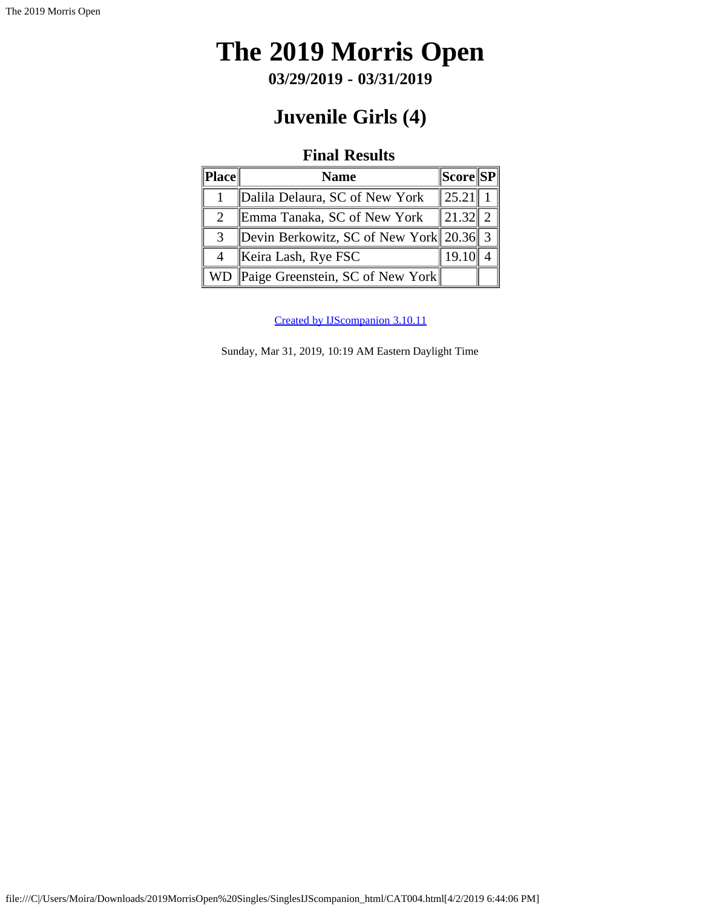# The 2019 Morris Open

**03/29/2019 - 03/31/2019**

## Juvenile Girls (4)

### Final Results

| Place | Name | Score | SP |
|---|---|---|---|
| 1 | Dalila Delaura, SC of New York | 25.21 | 1 |
| 2 | Emma Tanaka, SC of New York | 21.32 | 2 |
| 3 | Devin Berkowitz, SC of New York | 20.36 | 3 |
| 4 | Keira Lash, Rye FSC | 19.10 | 4 |
| WD | Paige Greenstein, SC of New York | | |

Created by IJScompanion 3.10.11

Sunday, Mar 31, 2019, 10:19 AM Eastern Daylight Time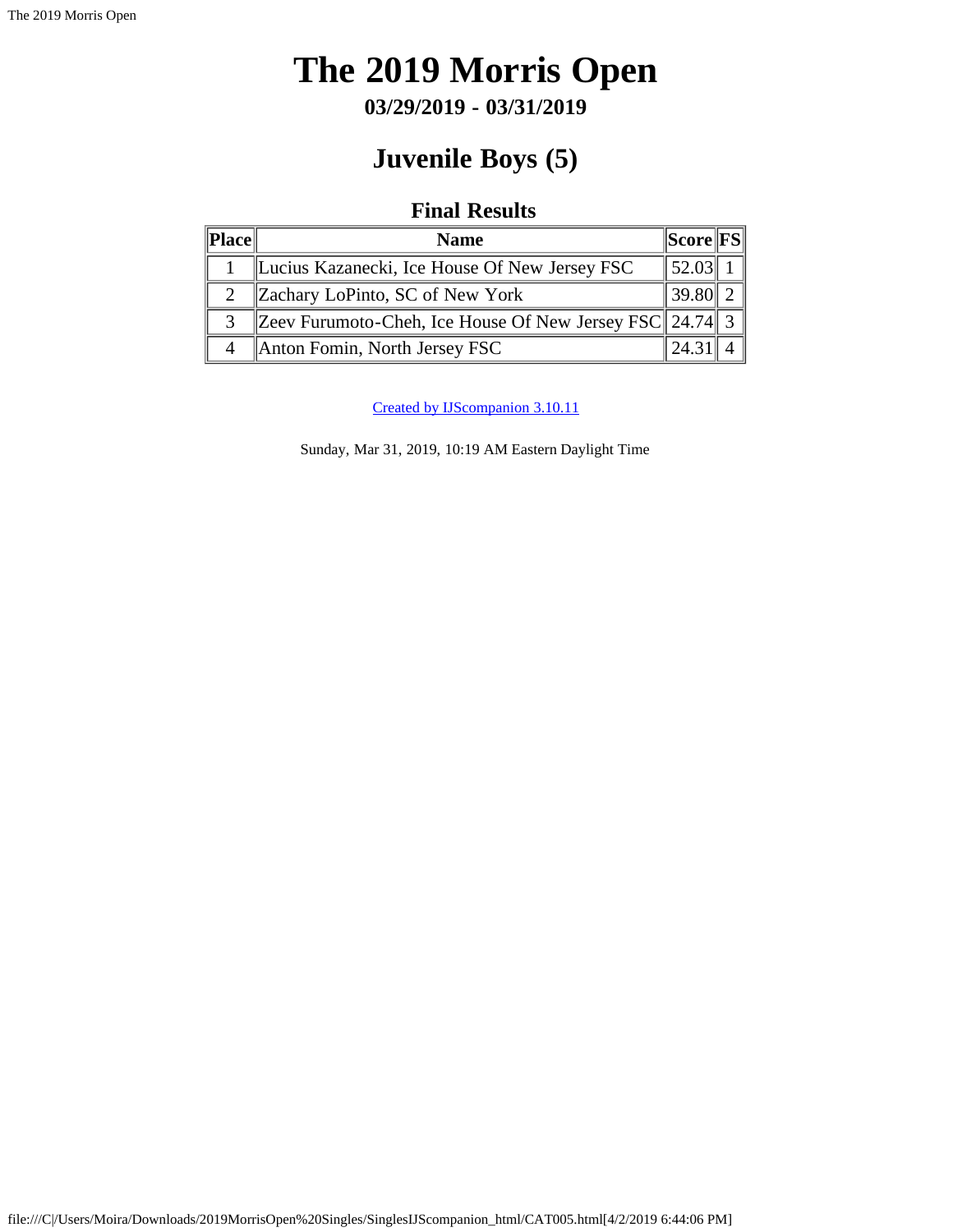# The 2019 Morris Open

**03/29/2019 - 03/31/2019**

## Juvenile Boys (5)

### Final Results

| Place | Name | Score | FS |
|---|---|---|---|
| 1 | Lucius Kazanecki, Ice House Of New Jersey FSC | 52.03 | 1 |
| 2 | Zachary LoPinto, SC of New York | 39.80 | 2 |
| 3 | Zeev Furumoto-Cheh, Ice House Of New Jersey FSC | 24.74 | 3 |
| 4 | Anton Fomin, North Jersey FSC | 24.31 | 4 |

Created by IJScompanion 3.10.11

Sunday, Mar 31, 2019, 10:19 AM Eastern Daylight Time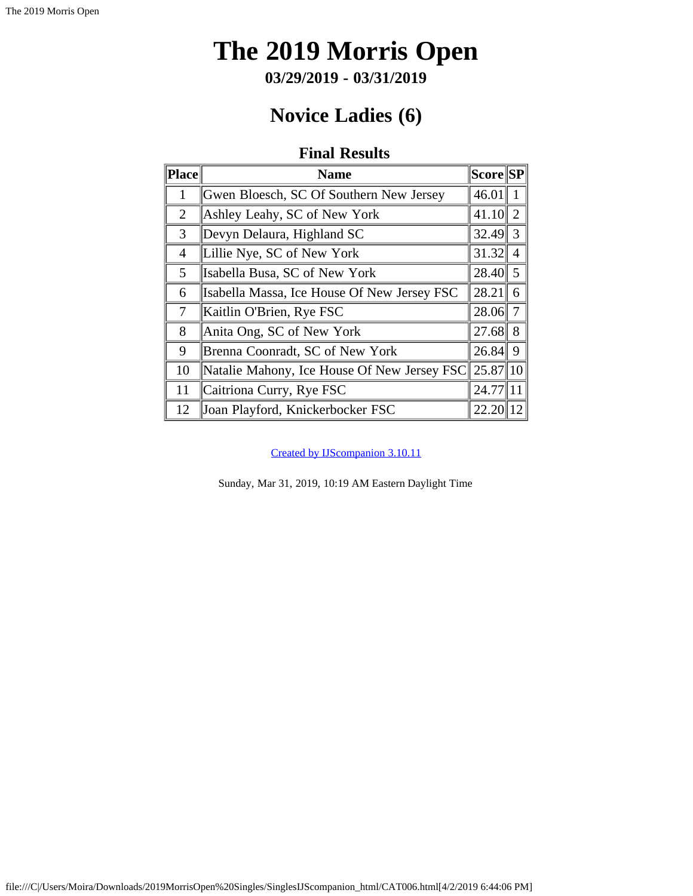# The 2019 Morris Open

**03/29/2019 - 03/31/2019**

## Novice Ladies (6)

### Final Results

| Place | Name | Score | SP |
|---|---|---|---|
| 1 | Gwen Bloesch, SC Of Southern New Jersey | 46.01 | 1 |
| 2 | Ashley Leahy, SC of New York | 41.10 | 2 |
| 3 | Devyn Delaura, Highland SC | 32.49 | 3 |
| 4 | Lillie Nye, SC of New York | 31.32 | 4 |
| 5 | Isabella Busa, SC of New York | 28.40 | 5 |
| 6 | Isabella Massa, Ice House Of New Jersey FSC | 28.21 | 6 |
| 7 | Kaitlin O'Brien, Rye FSC | 28.06 | 7 |
| 8 | Anita Ong, SC of New York | 27.68 | 8 |
| 9 | Brenna Coonradt, SC of New York | 26.84 | 9 |
| 10 | Natalie Mahony, Ice House Of New Jersey FSC | 25.87 | 10 |
| 11 | Caitriona Curry, Rye FSC | 24.77 | 11 |
| 12 | Joan Playford, Knickerbocker FSC | 22.20 | 12 |

Created by IJScompanion 3.10.11

Sunday, Mar 31, 2019, 10:19 AM Eastern Daylight Time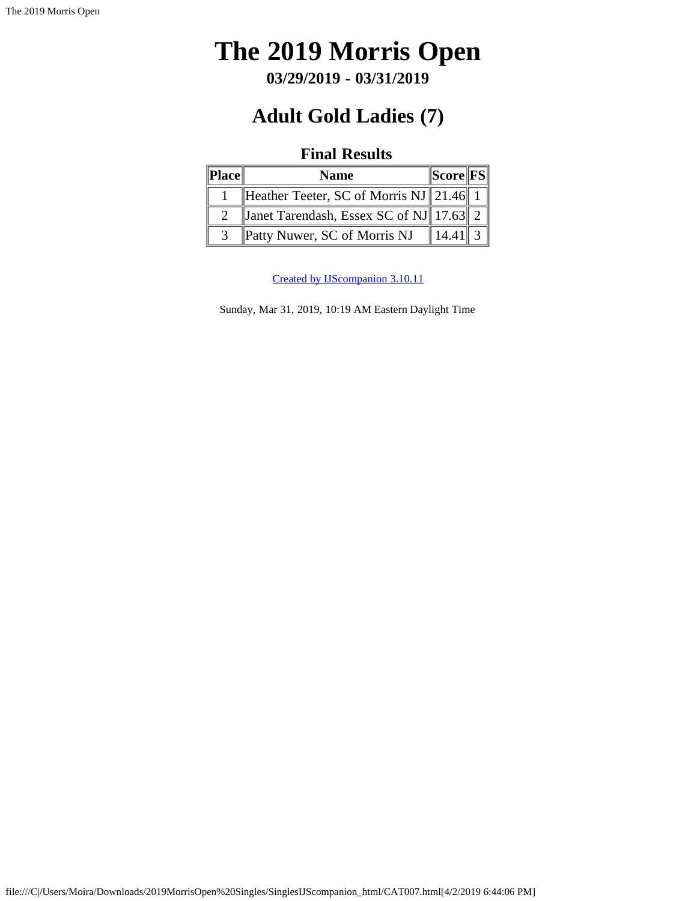# The 2019 Morris Open

**03/29/2019 - 03/31/2019**

## Adult Gold Ladies (7)

### Final Results

| Place | Name | Score | FS |
|---|---|---|---|
| 1 | Heather Teeter, SC of Morris NJ | 21.46 | 1 |
| 2 | Janet Tarendash, Essex SC of NJ | 17.63 | 2 |
| 3 | Patty Nuwer, SC of Morris NJ | 14.41 | 3 |

Created by IJScompanion 3.10.11

Sunday, Mar 31, 2019, 10:19 AM Eastern Daylight Time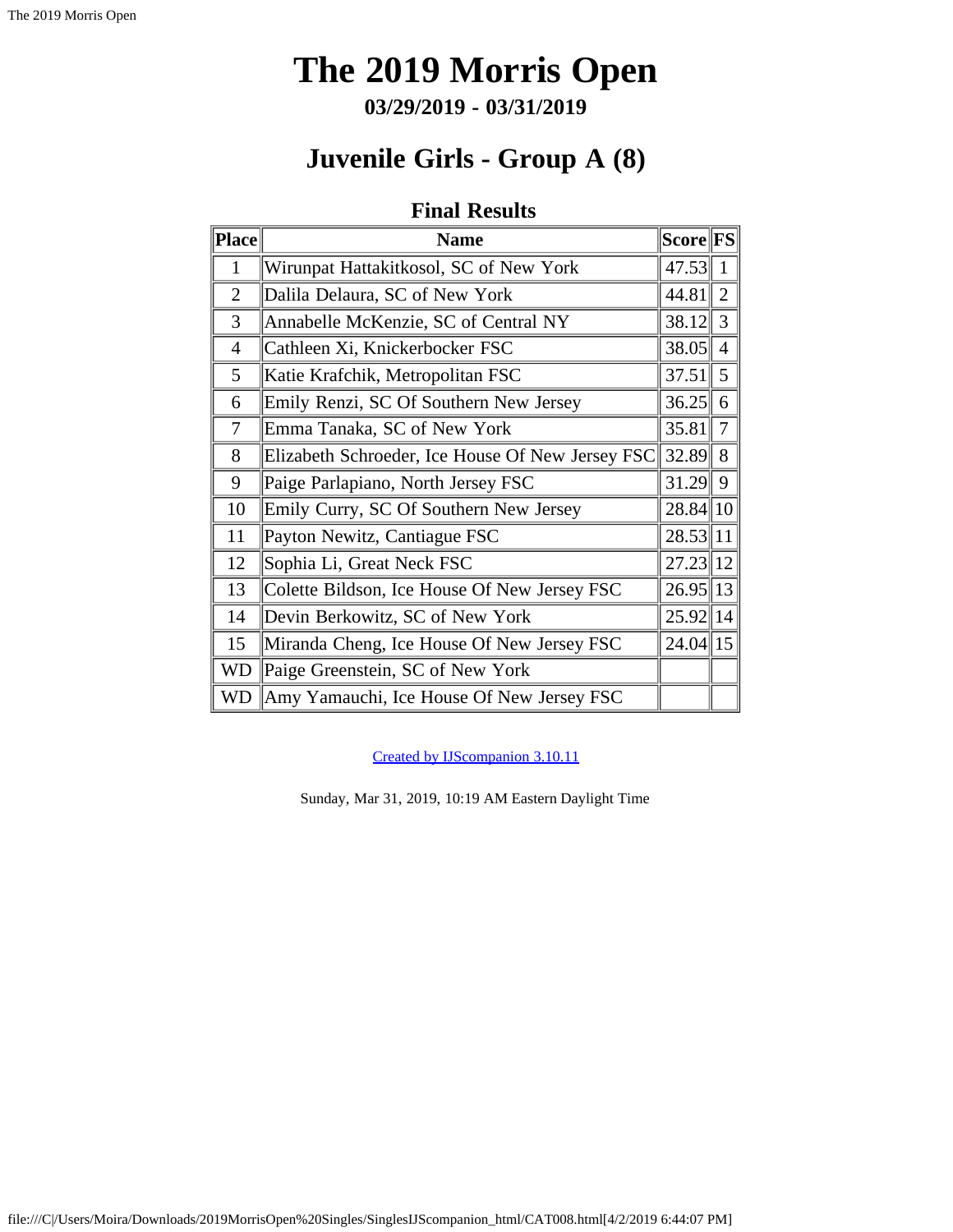# The 2019 Morris Open

**03/29/2019 - 03/31/2019**

## Juvenile Girls - Group A (8)

### Final Results

| Place | Name | Score | FS |
|---|---|---|---|
| 1 | Wirunpat Hattakitkosol, SC of New York | 47.53 | 1 |
| 2 | Dalila Delaura, SC of New York | 44.81 | 2 |
| 3 | Annabelle McKenzie, SC of Central NY | 38.12 | 3 |
| 4 | Cathleen Xi, Knickerbocker FSC | 38.05 | 4 |
| 5 | Katie Krafchik, Metropolitan FSC | 37.51 | 5 |
| 6 | Emily Renzi, SC Of Southern New Jersey | 36.25 | 6 |
| 7 | Emma Tanaka, SC of New York | 35.81 | 7 |
| 8 | Elizabeth Schroeder, Ice House Of New Jersey FSC | 32.89 | 8 |
| 9 | Paige Parlapiano, North Jersey FSC | 31.29 | 9 |
| 10 | Emily Curry, SC Of Southern New Jersey | 28.84 | 10 |
| 11 | Payton Newitz, Cantiague FSC | 28.53 | 11 |
| 12 | Sophia Li, Great Neck FSC | 27.23 | 12 |
| 13 | Colette Bildson, Ice House Of New Jersey FSC | 26.95 | 13 |
| 14 | Devin Berkowitz, SC of New York | 25.92 | 14 |
| 15 | Miranda Cheng, Ice House Of New Jersey FSC | 24.04 | 15 |
| WD | Paige Greenstein, SC of New York | | |
| WD | Amy Yamauchi, Ice House Of New Jersey FSC | | |

Created by IJScompanion 3.10.11

Sunday, Mar 31, 2019, 10:19 AM Eastern Daylight Time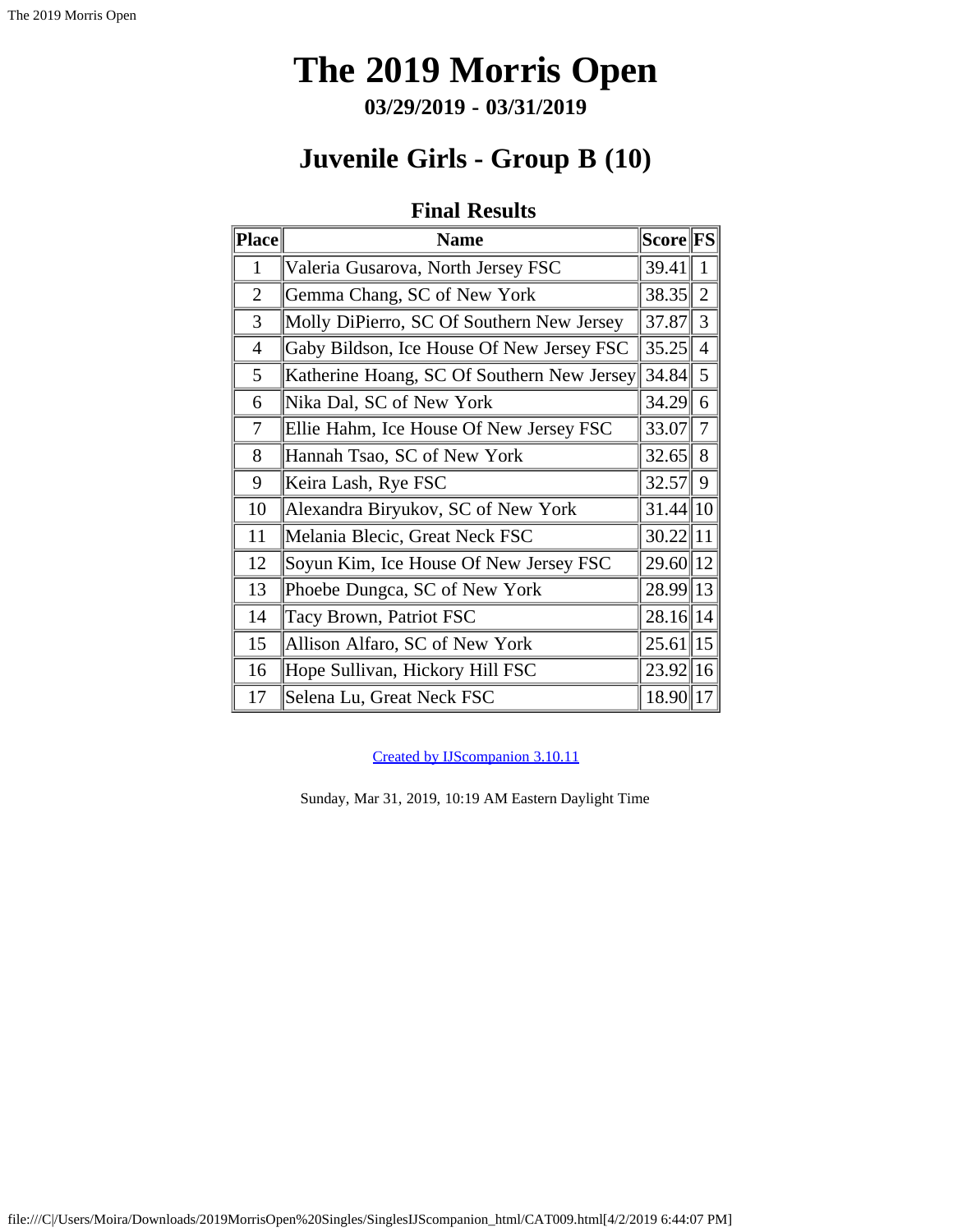# The 2019 Morris Open

### 03/29/2019 - 03/31/2019

## Juvenile Girls - Group B (10)

### Final Results

| Place | Name | Score | FS |
|---|---|---|---|
| 1 | Valeria Gusarova, North Jersey FSC | 39.41 | 1 |
| 2 | Gemma Chang, SC of New York | 38.35 | 2 |
| 3 | Molly DiPierro, SC Of Southern New Jersey | 37.87 | 3 |
| 4 | Gaby Bildson, Ice House Of New Jersey FSC | 35.25 | 4 |
| 5 | Katherine Hoang, SC Of Southern New Jersey | 34.84 | 5 |
| 6 | Nika Dal, SC of New York | 34.29 | 6 |
| 7 | Ellie Hahm, Ice House Of New Jersey FSC | 33.07 | 7 |
| 8 | Hannah Tsao, SC of New York | 32.65 | 8 |
| 9 | Keira Lash, Rye FSC | 32.57 | 9 |
| 10 | Alexandra Biryukov, SC of New York | 31.44 | 10 |
| 11 | Melania Blecic, Great Neck FSC | 30.22 | 11 |
| 12 | Soyun Kim, Ice House Of New Jersey FSC | 29.60 | 12 |
| 13 | Phoebe Dungca, SC of New York | 28.99 | 13 |
| 14 | Tacy Brown, Patriot FSC | 28.16 | 14 |
| 15 | Allison Alfaro, SC of New York | 25.61 | 15 |
| 16 | Hope Sullivan, Hickory Hill FSC | 23.92 | 16 |
| 17 | Selena Lu, Great Neck FSC | 18.90 | 17 |

Created by IJScompanion 3.10.11

Sunday, Mar 31, 2019, 10:19 AM Eastern Daylight Time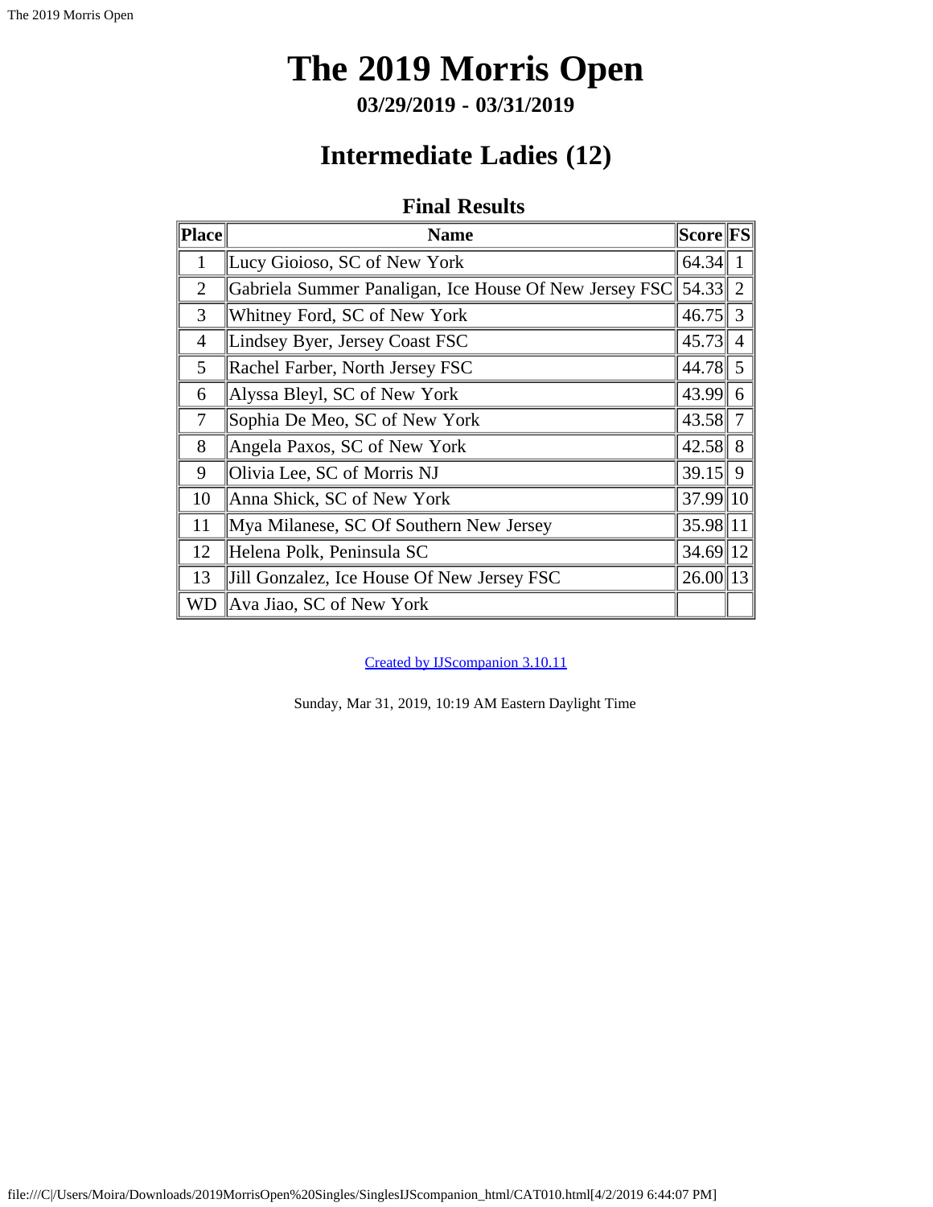# The 2019 Morris Open

**03/29/2019 - 03/31/2019**

## Intermediate Ladies (12)

### Final Results

| Place | Name | Score | FS |
|---|---|---|---|
| 1 | Lucy Gioioso, SC of New York | 64.34 | 1 |
| 2 | Gabriela Summer Panaligan, Ice House Of New Jersey FSC | 54.33 | 2 |
| 3 | Whitney Ford, SC of New York | 46.75 | 3 |
| 4 | Lindsey Byer, Jersey Coast FSC | 45.73 | 4 |
| 5 | Rachel Farber, North Jersey FSC | 44.78 | 5 |
| 6 | Alyssa Bleyl, SC of New York | 43.99 | 6 |
| 7 | Sophia De Meo, SC of New York | 43.58 | 7 |
| 8 | Angela Paxos, SC of New York | 42.58 | 8 |
| 9 | Olivia Lee, SC of Morris NJ | 39.15 | 9 |
| 10 | Anna Shick, SC of New York | 37.99 | 10 |
| 11 | Mya Milanese, SC Of Southern New Jersey | 35.98 | 11 |
| 12 | Helena Polk, Peninsula SC | 34.69 | 12 |
| 13 | Jill Gonzalez, Ice House Of New Jersey FSC | 26.00 | 13 |
| WD | Ava Jiao, SC of New York | | |

Created by IJScompanion 3.10.11

Sunday, Mar 31, 2019, 10:19 AM Eastern Daylight Time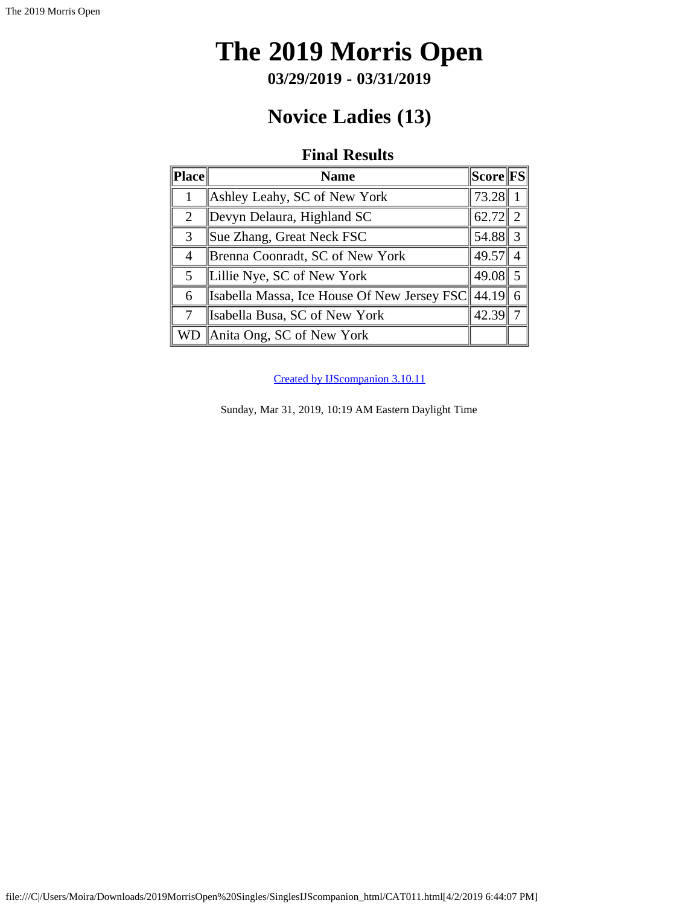# The 2019 Morris Open

**03/29/2019 - 03/31/2019**

## Novice Ladies (13)

### Final Results

| Place | Name | Score | FS |
|---|---|---|---|
| 1 | Ashley Leahy, SC of New York | 73.28 | 1 |
| 2 | Devyn Delaura, Highland SC | 62.72 | 2 |
| 3 | Sue Zhang, Great Neck FSC | 54.88 | 3 |
| 4 | Brenna Coonradt, SC of New York | 49.57 | 4 |
| 5 | Lillie Nye, SC of New York | 49.08 | 5 |
| 6 | Isabella Massa, Ice House Of New Jersey FSC | 44.19 | 6 |
| 7 | Isabella Busa, SC of New York | 42.39 | 7 |
| WD | Anita Ong, SC of New York | | |

Created by IJScompanion 3.10.11

Sunday, Mar 31, 2019, 10:19 AM Eastern Daylight Time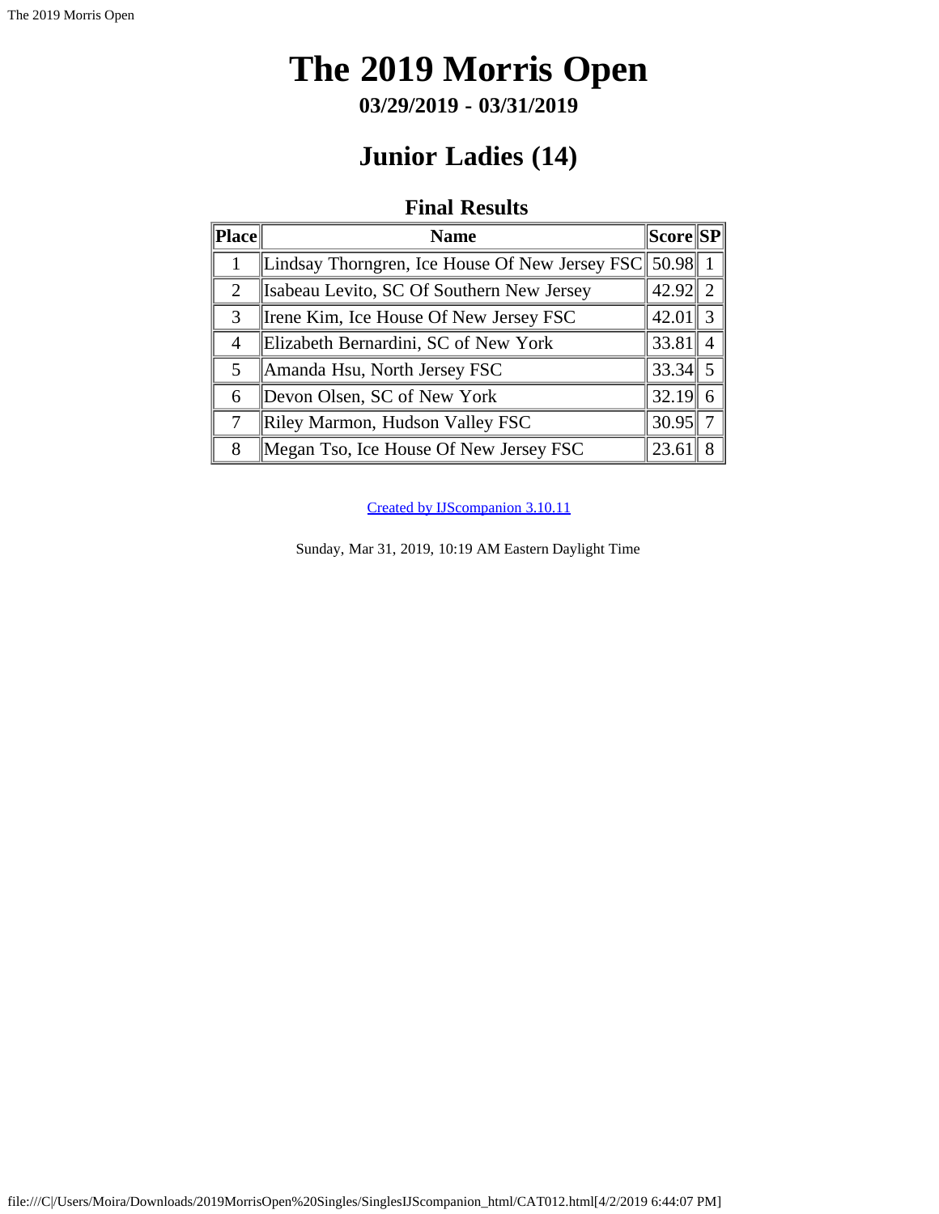# The 2019 Morris Open

**03/29/2019 - 03/31/2019**

## Junior Ladies (14)

### Final Results

| Place | Name | Score | SP |
|---|---|---|---|
| 1 | Lindsay Thorngren, Ice House Of New Jersey FSC | 50.98 | 1 |
| 2 | Isabeau Levito, SC Of Southern New Jersey | 42.92 | 2 |
| 3 | Irene Kim, Ice House Of New Jersey FSC | 42.01 | 3 |
| 4 | Elizabeth Bernardini, SC of New York | 33.81 | 4 |
| 5 | Amanda Hsu, North Jersey FSC | 33.34 | 5 |
| 6 | Devon Olsen, SC of New York | 32.19 | 6 |
| 7 | Riley Marmon, Hudson Valley FSC | 30.95 | 7 |
| 8 | Megan Tso, Ice House Of New Jersey FSC | 23.61 | 8 |

Created by IJScompanion 3.10.11

Sunday, Mar 31, 2019, 10:19 AM Eastern Daylight Time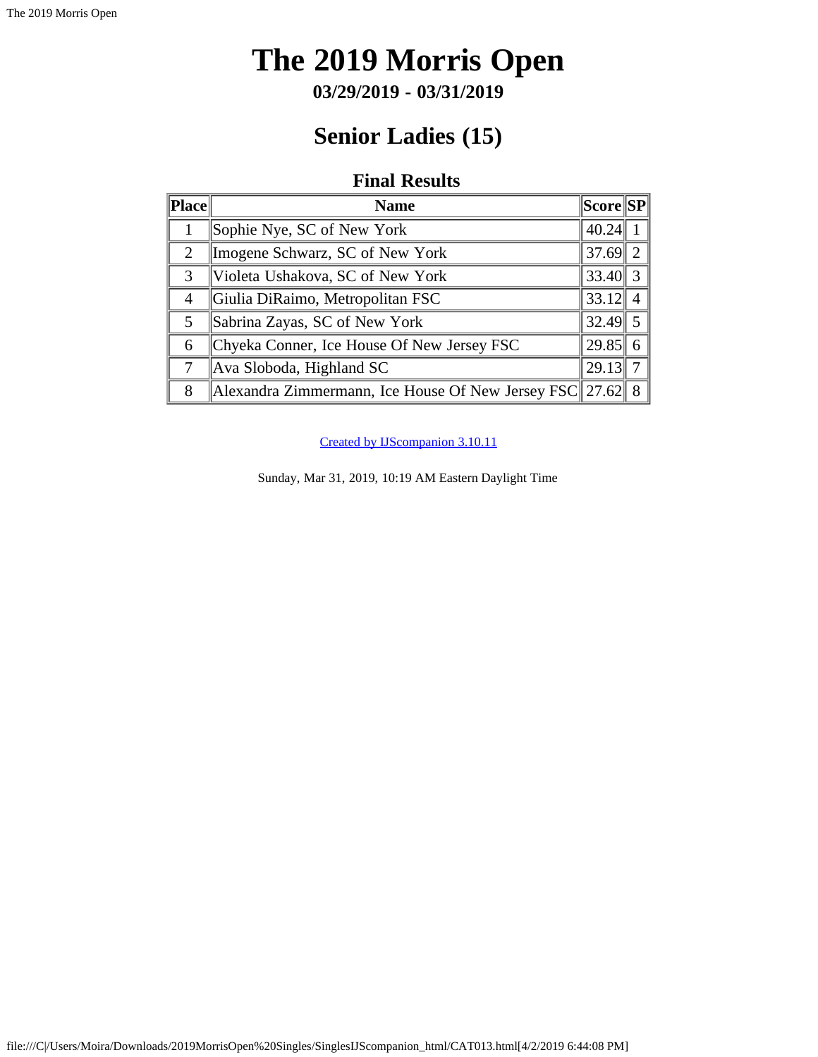# The 2019 Morris Open

**03/29/2019 - 03/31/2019**

## Senior Ladies (15)

### Final Results

| Place | Name | Score | SP |
|---|---|---|---|
| 1 | Sophie Nye, SC of New York | 40.24 | 1 |
| 2 | Imogene Schwarz, SC of New York | 37.69 | 2 |
| 3 | Violeta Ushakova, SC of New York | 33.40 | 3 |
| 4 | Giulia DiRaimo, Metropolitan FSC | 33.12 | 4 |
| 5 | Sabrina Zayas, SC of New York | 32.49 | 5 |
| 6 | Chyeka Conner, Ice House Of New Jersey FSC | 29.85 | 6 |
| 7 | Ava Sloboda, Highland SC | 29.13 | 7 |
| 8 | Alexandra Zimmermann, Ice House Of New Jersey FSC | 27.62 | 8 |

Created by IJScompanion 3.10.11

Sunday, Mar 31, 2019, 10:19 AM Eastern Daylight Time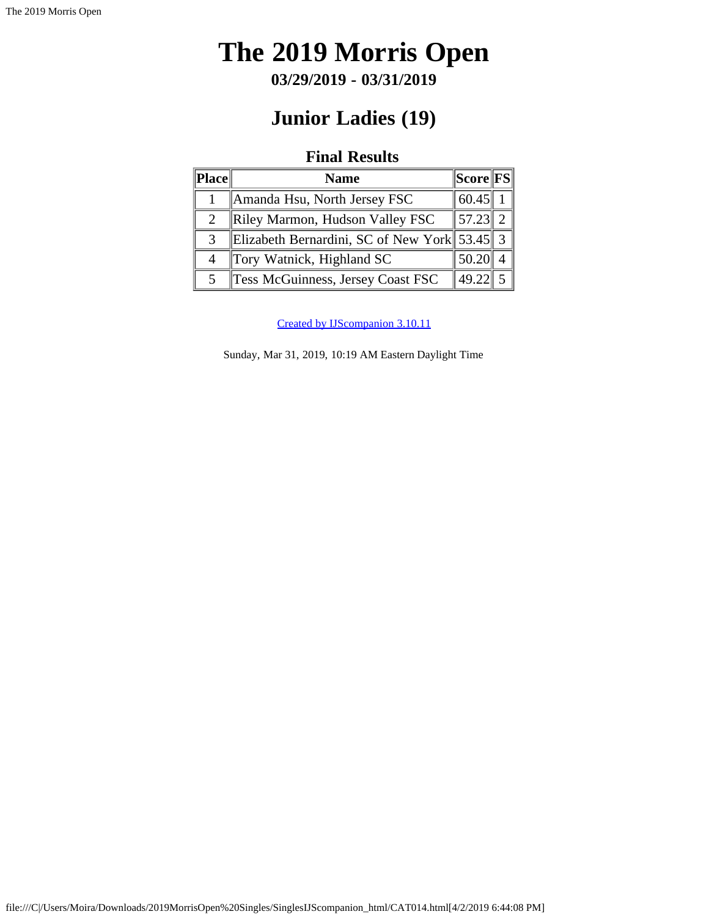# The 2019 Morris Open

**03/29/2019 - 03/31/2019**

## Junior Ladies (19)

### Final Results

| Place | Name | Score | FS |
|---|---|---|---|
| 1 | Amanda Hsu, North Jersey FSC | 60.45 | 1 |
| 2 | Riley Marmon, Hudson Valley FSC | 57.23 | 2 |
| 3 | Elizabeth Bernardini, SC of New York | 53.45 | 3 |
| 4 | Tory Watnick, Highland SC | 50.20 | 4 |
| 5 | Tess McGuinness, Jersey Coast FSC | 49.22 | 5 |

Created by IJScompanion 3.10.11

Sunday, Mar 31, 2019, 10:19 AM Eastern Daylight Time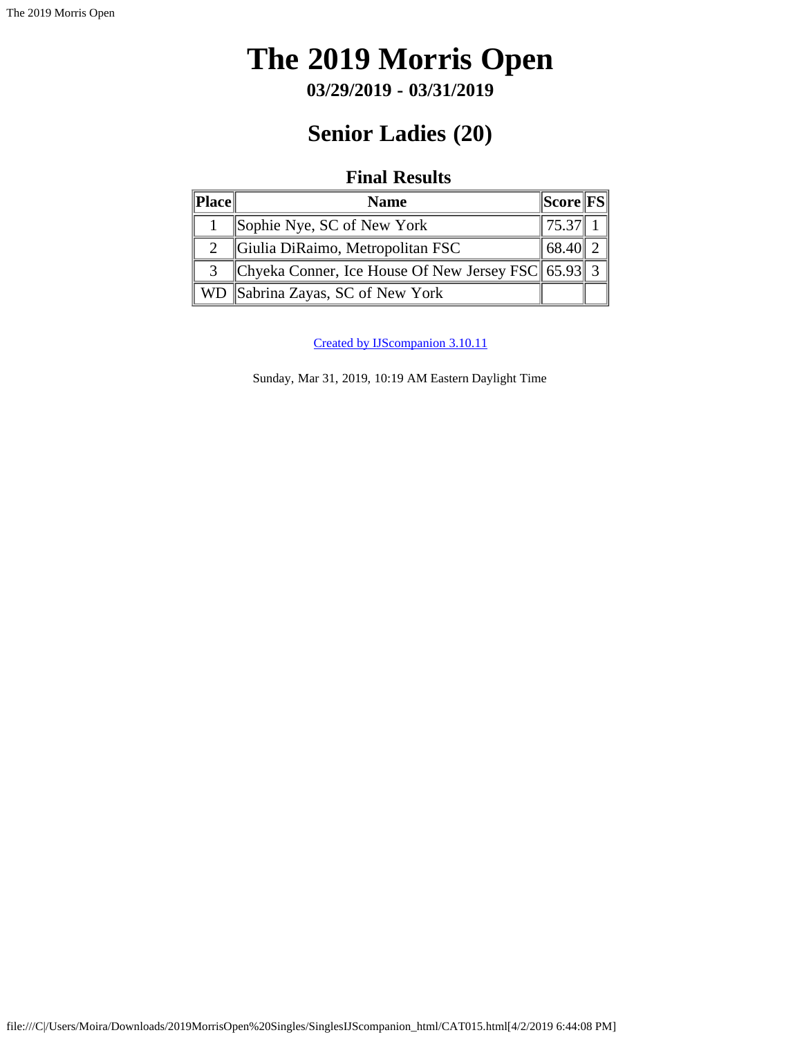# The 2019 Morris Open

**03/29/2019 - 03/31/2019**

## Senior Ladies (20)

### Final Results

| Place | Name | Score | FS |
|---|---|---|---|
| 1 | Sophie Nye, SC of New York | 75.37 | 1 |
| 2 | Giulia DiRaimo, Metropolitan FSC | 68.40 | 2 |
| 3 | Chyeka Conner, Ice House Of New Jersey FSC | 65.93 | 3 |
| WD | Sabrina Zayas, SC of New York | | |

Created by IJScompanion 3.10.11

Sunday, Mar 31, 2019, 10:19 AM Eastern Daylight Time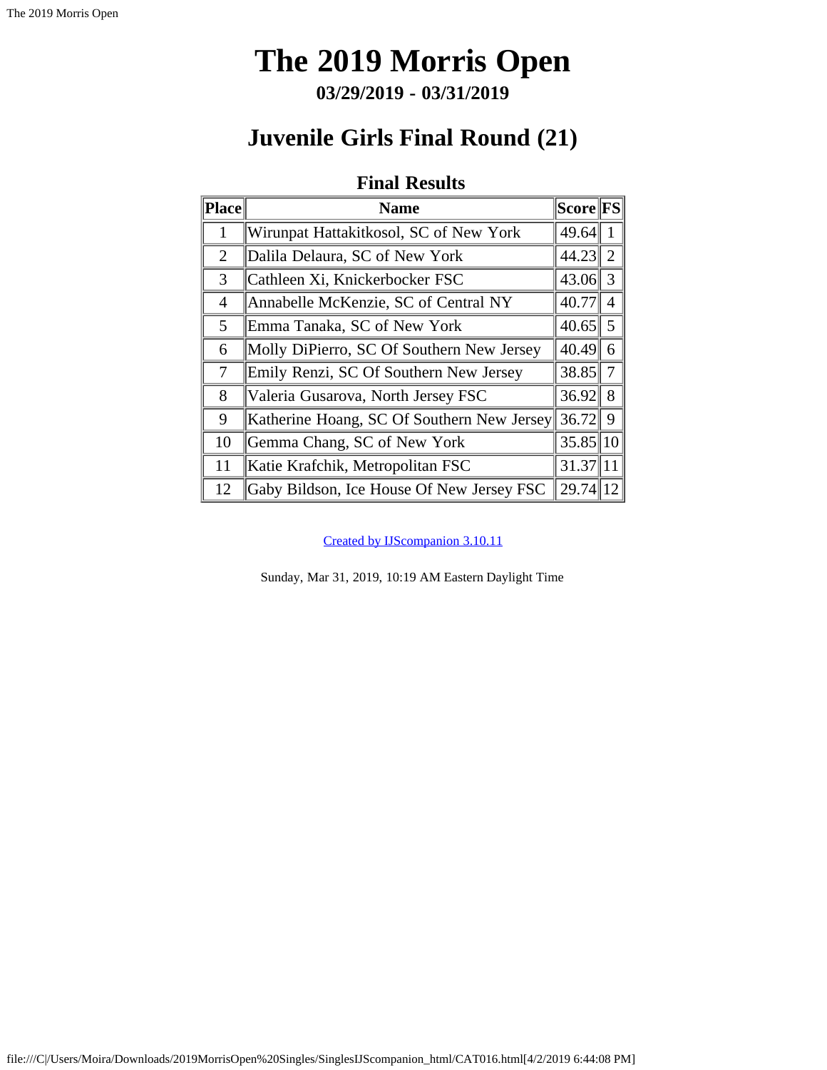# The 2019 Morris Open

**03/29/2019 - 03/31/2019**

## Juvenile Girls Final Round (21)

### Final Results

| Place | Name | Score | FS |
|---|---|---|---|
| 1 | Wirunpat Hattakitkosol, SC of New York | 49.64 | 1 |
| 2 | Dalila Delaura, SC of New York | 44.23 | 2 |
| 3 | Cathleen Xi, Knickerbocker FSC | 43.06 | 3 |
| 4 | Annabelle McKenzie, SC of Central NY | 40.77 | 4 |
| 5 | Emma Tanaka, SC of New York | 40.65 | 5 |
| 6 | Molly DiPierro, SC Of Southern New Jersey | 40.49 | 6 |
| 7 | Emily Renzi, SC Of Southern New Jersey | 38.85 | 7 |
| 8 | Valeria Gusarova, North Jersey FSC | 36.92 | 8 |
| 9 | Katherine Hoang, SC Of Southern New Jersey | 36.72 | 9 |
| 10 | Gemma Chang, SC of New York | 35.85 | 10 |
| 11 | Katie Krafchik, Metropolitan FSC | 31.37 | 11 |
| 12 | Gaby Bildson, Ice House Of New Jersey FSC | 29.74 | 12 |

Created by IJScompanion 3.10.11

Sunday, Mar 31, 2019, 10:19 AM Eastern Daylight Time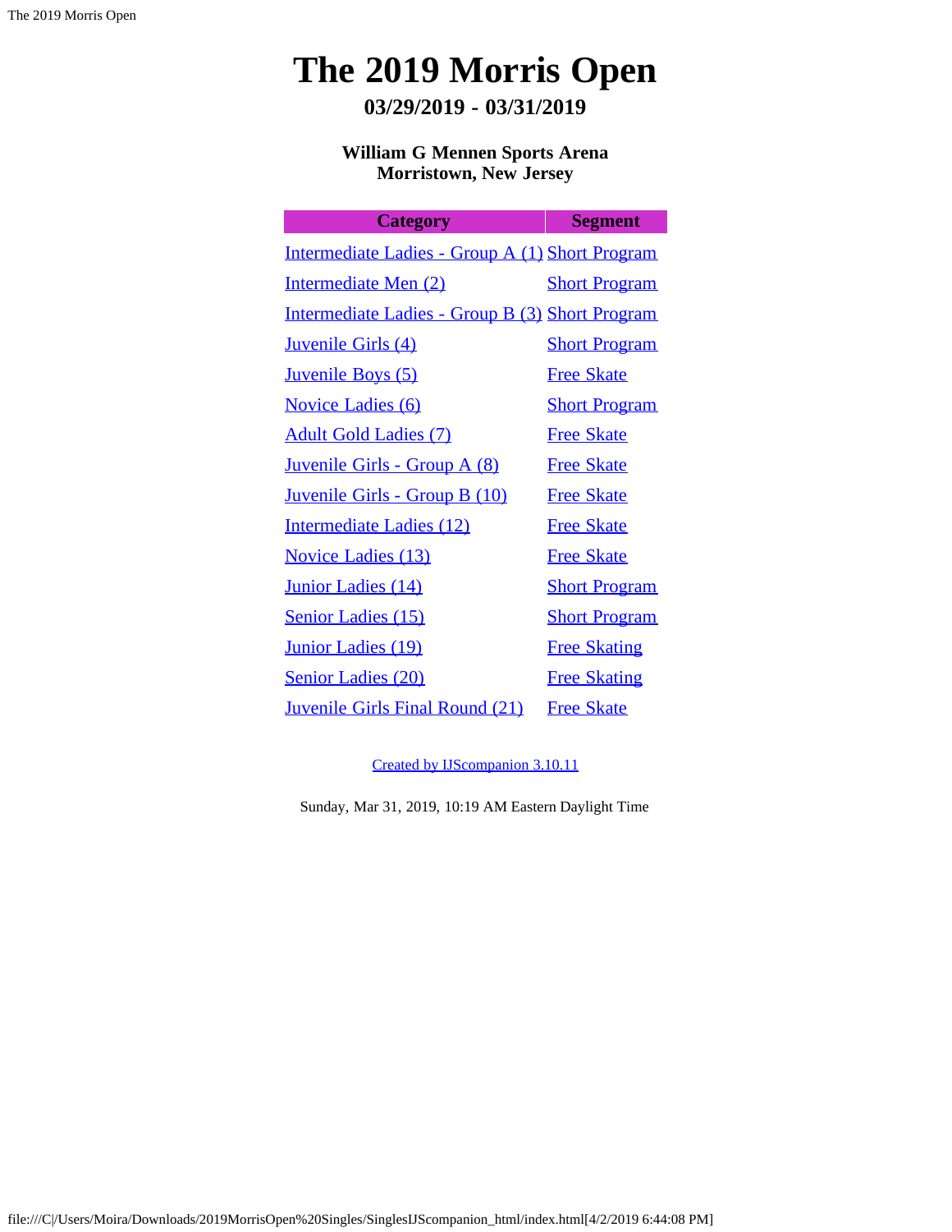# The 2019 Morris Open

## 03/29/2019 - 03/31/2019

**William G Mennen Sports Arena**
**Morristown, New Jersey**

| Category | Segment |
| --- | --- |
| Intermediate Ladies - Group A (1) | Short Program |
| Intermediate Men (2) | Short Program |
| Intermediate Ladies - Group B (3) | Short Program |
| Juvenile Girls (4) | Short Program |
| Juvenile Boys (5) | Free Skate |
| Novice Ladies (6) | Short Program |
| Adult Gold Ladies (7) | Free Skate |
| Juvenile Girls - Group A (8) | Free Skate |
| Juvenile Girls - Group B (10) | Free Skate |
| Intermediate Ladies (12) | Free Skate |
| Novice Ladies (13) | Free Skate |
| Junior Ladies (14) | Short Program |
| Senior Ladies (15) | Short Program |
| Junior Ladies (19) | Free Skating |
| Senior Ladies (20) | Free Skating |
| Juvenile Girls Final Round (21) | Free Skate |

Created by IJScompanion 3.10.11

Sunday, Mar 31, 2019, 10:19 AM Eastern Daylight Time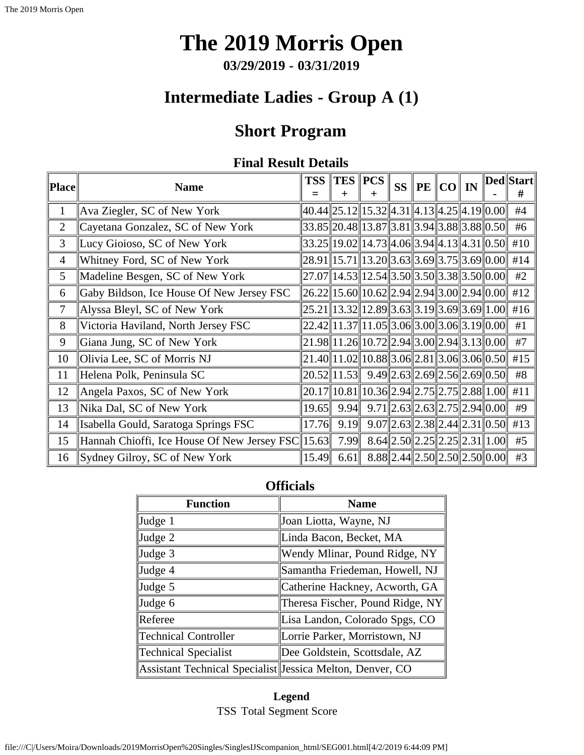# The 2019 Morris Open

**03/29/2019 - 03/31/2019**

## Intermediate Ladies - Group A (1)

## Short Program

### Final Result Details

| Place | Name | TSS = | TES + | PCS + | SS | PE | CO | IN | Ded - | Start # |
|---|---|---|---|---|---|---|---|---|---|---|
| 1 | Ava Ziegler, SC of New York | 40.44 | 25.12 | 15.32 | 4.31 | 4.13 | 4.25 | 4.19 | 0.00 | #4 |
| 2 | Cayetana Gonzalez, SC of New York | 33.85 | 20.48 | 13.87 | 3.81 | 3.94 | 3.88 | 3.88 | 0.50 | #6 |
| 3 | Lucy Gioioso, SC of New York | 33.25 | 19.02 | 14.73 | 4.06 | 3.94 | 4.13 | 4.31 | 0.50 | #10 |
| 4 | Whitney Ford, SC of New York | 28.91 | 15.71 | 13.20 | 3.63 | 3.69 | 3.75 | 3.69 | 0.00 | #14 |
| 5 | Madeline Besgen, SC of New York | 27.07 | 14.53 | 12.54 | 3.50 | 3.50 | 3.38 | 3.50 | 0.00 | #2 |
| 6 | Gaby Bildson, Ice House Of New Jersey FSC | 26.22 | 15.60 | 10.62 | 2.94 | 2.94 | 3.00 | 2.94 | 0.00 | #12 |
| 7 | Alyssa Bleyl, SC of New York | 25.21 | 13.32 | 12.89 | 3.63 | 3.19 | 3.69 | 3.69 | 1.00 | #16 |
| 8 | Victoria Haviland, North Jersey FSC | 22.42 | 11.37 | 11.05 | 3.06 | 3.00 | 3.06 | 3.19 | 0.00 | #1 |
| 9 | Giana Jung, SC of New York | 21.98 | 11.26 | 10.72 | 2.94 | 3.00 | 2.94 | 3.13 | 0.00 | #7 |
| 10 | Olivia Lee, SC of Morris NJ | 21.40 | 11.02 | 10.88 | 3.06 | 2.81 | 3.06 | 3.06 | 0.50 | #15 |
| 11 | Helena Polk, Peninsula SC | 20.52 | 11.53 | 9.49 | 2.63 | 2.69 | 2.56 | 2.69 | 0.50 | #8 |
| 12 | Angela Paxos, SC of New York | 20.17 | 10.81 | 10.36 | 2.94 | 2.75 | 2.75 | 2.88 | 1.00 | #11 |
| 13 | Nika Dal, SC of New York | 19.65 | 9.94 | 9.71 | 2.63 | 2.63 | 2.75 | 2.94 | 0.00 | #9 |
| 14 | Isabella Gould, Saratoga Springs FSC | 17.76 | 9.19 | 9.07 | 2.63 | 2.38 | 2.44 | 2.31 | 0.50 | #13 |
| 15 | Hannah Chioffi, Ice House Of New Jersey FSC | 15.63 | 7.99 | 8.64 | 2.50 | 2.25 | 2.25 | 2.31 | 1.00 | #5 |
| 16 | Sydney Gilroy, SC of New York | 15.49 | 6.61 | 8.88 | 2.44 | 2.50 | 2.50 | 2.50 | 0.00 | #3 |

### Officials

| Function | Name |
|---|---|
| Judge 1 | Joan Liotta, Wayne, NJ |
| Judge 2 | Linda Bacon, Becket, MA |
| Judge 3 | Wendy Mlinar, Pound Ridge, NY |
| Judge 4 | Samantha Friedeman, Howell, NJ |
| Judge 5 | Catherine Hackney, Acworth, GA |
| Judge 6 | Theresa Fischer, Pound Ridge, NY |
| Referee | Lisa Landon, Colorado Spgs, CO |
| Technical Controller | Lorrie Parker, Morristown, NJ |
| Technical Specialist | Dee Goldstein, Scottsdale, AZ |
| Assistant Technical Specialist | Jessica Melton, Denver, CO |

**Legend**

TSS Total Segment Score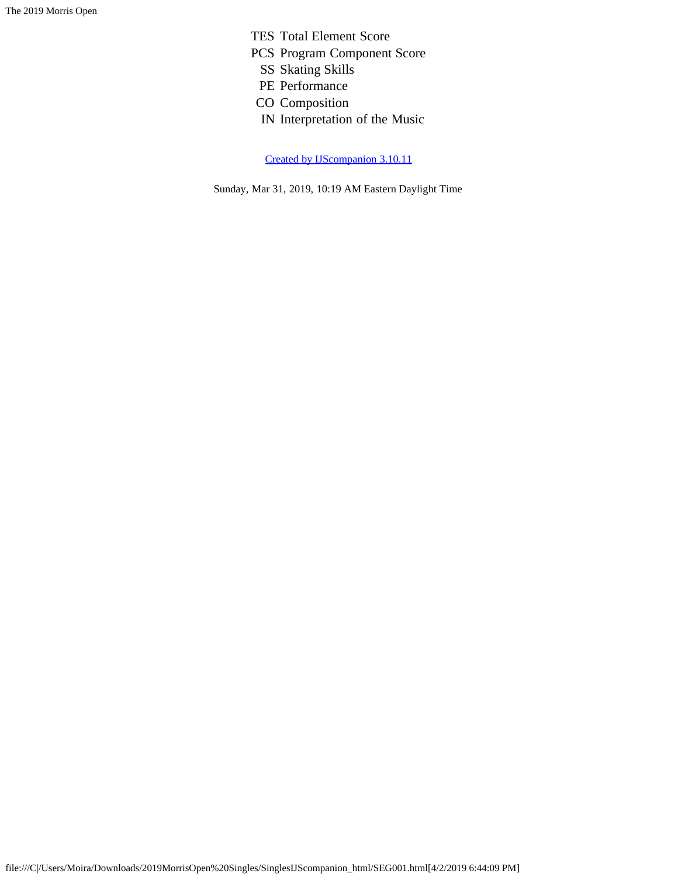| | |
|---|---|
| TES | Total Element Score |
| PCS | Program Component Score |
| SS | Skating Skills |
| PE | Performance |
| CO | Composition |
| IN | Interpretation of the Music |

Created by IJScompanion 3.10.11

Sunday, Mar 31, 2019, 10:19 AM Eastern Daylight Time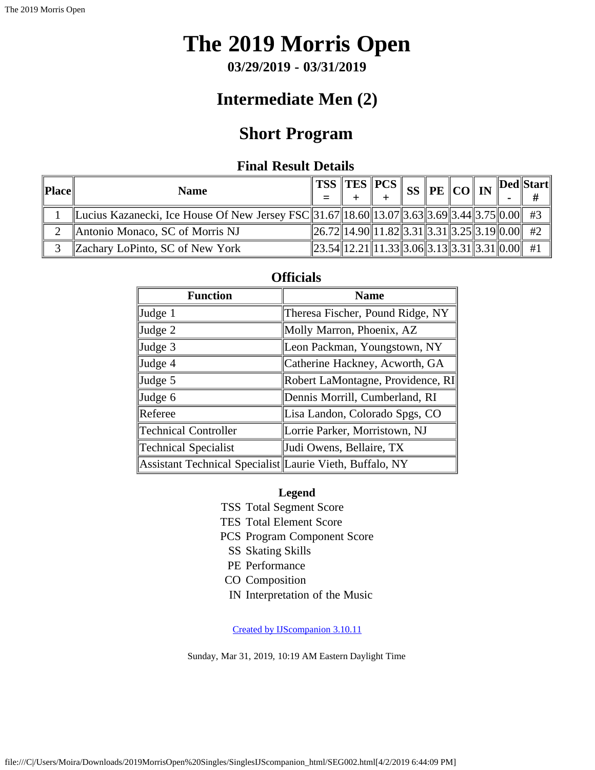# The 2019 Morris Open

**03/29/2019 - 03/31/2019**

## Intermediate Men (2)

## Short Program

### Final Result Details

| Place | Name | TSS = | TES + | PCS + | SS | PE | CO | IN | Ded - | Start # |
|---|---|---|---|---|---|---|---|---|---|---|
| 1 | Lucius Kazanecki, Ice House Of New Jersey FSC | 31.67 | 18.60 | 13.07 | 3.63 | 3.69 | 3.44 | 3.75 | 0.00 | #3 |
| 2 | Antonio Monaco, SC of Morris NJ | 26.72 | 14.90 | 11.82 | 3.31 | 3.31 | 3.25 | 3.19 | 0.00 | #2 |
| 3 | Zachary LoPinto, SC of New York | 23.54 | 12.21 | 11.33 | 3.06 | 3.13 | 3.31 | 3.31 | 0.00 | #1 |

### Officials

| Function | Name |
|---|---|
| Judge 1 | Theresa Fischer, Pound Ridge, NY |
| Judge 2 | Molly Marron, Phoenix, AZ |
| Judge 3 | Leon Packman, Youngstown, NY |
| Judge 4 | Catherine Hackney, Acworth, GA |
| Judge 5 | Robert LaMontagne, Providence, RI |
| Judge 6 | Dennis Morrill, Cumberland, RI |
| Referee | Lisa Landon, Colorado Spgs, CO |
| Technical Controller | Lorrie Parker, Morristown, NJ |
| Technical Specialist | Judi Owens, Bellaire, TX |
| Assistant Technical Specialist | Laurie Vieth, Buffalo, NY |

**Legend**

| | |
|---|---|
| TSS | Total Segment Score |
| TES | Total Element Score |
| PCS | Program Component Score |
| SS | Skating Skills |
| PE | Performance |
| CO | Composition |
| IN | Interpretation of the Music |

Created by IJScompanion 3.10.11

Sunday, Mar 31, 2019, 10:19 AM Eastern Daylight Time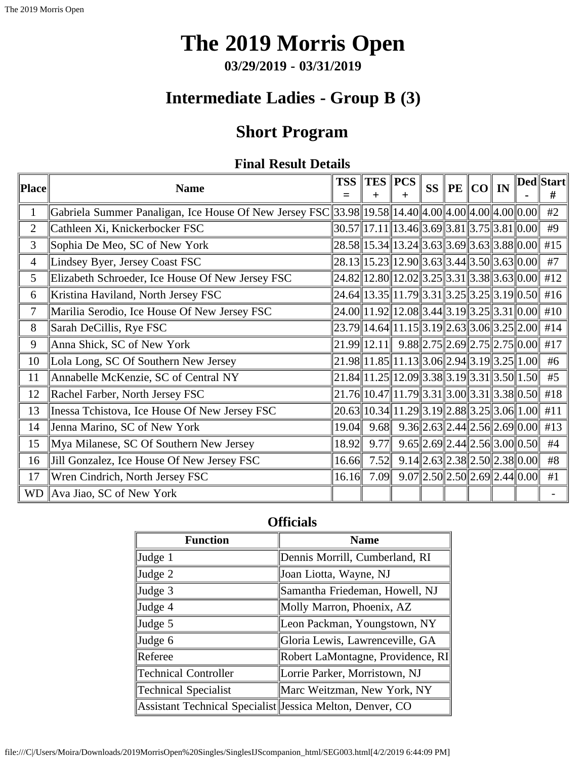# The 2019 Morris Open

**03/29/2019 - 03/31/2019**

## Intermediate Ladies - Group B (3)

## Short Program

### Final Result Details

| Place | Name | TSS = | TES + | PCS + | SS | PE | CO | IN | Ded - | Start # |
|---|---|---|---|---|---|---|---|---|---|---|
| 1 | Gabriela Summer Panaligan, Ice House Of New Jersey FSC | 33.98 | 19.58 | 14.40 | 4.00 | 4.00 | 4.00 | 4.00 | 0.00 | #2 |
| 2 | Cathleen Xi, Knickerbocker FSC | 30.57 | 17.11 | 13.46 | 3.69 | 3.81 | 3.75 | 3.81 | 0.00 | #9 |
| 3 | Sophia De Meo, SC of New York | 28.58 | 15.34 | 13.24 | 3.63 | 3.69 | 3.63 | 3.88 | 0.00 | #15 |
| 4 | Lindsey Byer, Jersey Coast FSC | 28.13 | 15.23 | 12.90 | 3.63 | 3.44 | 3.50 | 3.63 | 0.00 | #7 |
| 5 | Elizabeth Schroeder, Ice House Of New Jersey FSC | 24.82 | 12.80 | 12.02 | 3.25 | 3.31 | 3.38 | 3.63 | 0.00 | #12 |
| 6 | Kristina Haviland, North Jersey FSC | 24.64 | 13.35 | 11.79 | 3.31 | 3.25 | 3.25 | 3.19 | 0.50 | #16 |
| 7 | Marilia Serodio, Ice House Of New Jersey FSC | 24.00 | 11.92 | 12.08 | 3.44 | 3.19 | 3.25 | 3.31 | 0.00 | #10 |
| 8 | Sarah DeCillis, Rye FSC | 23.79 | 14.64 | 11.15 | 3.19 | 2.63 | 3.06 | 3.25 | 2.00 | #14 |
| 9 | Anna Shick, SC of New York | 21.99 | 12.11 | 9.88 | 2.75 | 2.69 | 2.75 | 2.75 | 0.00 | #17 |
| 10 | Lola Long, SC Of Southern New Jersey | 21.98 | 11.85 | 11.13 | 3.06 | 2.94 | 3.19 | 3.25 | 1.00 | #6 |
| 11 | Annabelle McKenzie, SC of Central NY | 21.84 | 11.25 | 12.09 | 3.38 | 3.19 | 3.31 | 3.50 | 1.50 | #5 |
| 12 | Rachel Farber, North Jersey FSC | 21.76 | 10.47 | 11.79 | 3.31 | 3.00 | 3.31 | 3.38 | 0.50 | #18 |
| 13 | Inessa Tchistova, Ice House Of New Jersey FSC | 20.63 | 10.34 | 11.29 | 3.19 | 2.88 | 3.25 | 3.06 | 1.00 | #11 |
| 14 | Jenna Marino, SC of New York | 19.04 | 9.68 | 9.36 | 2.63 | 2.44 | 2.56 | 2.69 | 0.00 | #13 |
| 15 | Mya Milanese, SC Of Southern New Jersey | 18.92 | 9.77 | 9.65 | 2.69 | 2.44 | 2.56 | 3.00 | 0.50 | #4 |
| 16 | Jill Gonzalez, Ice House Of New Jersey FSC | 16.66 | 7.52 | 9.14 | 2.63 | 2.38 | 2.50 | 2.38 | 0.00 | #8 |
| 17 | Wren Cindrich, North Jersey FSC | 16.16 | 7.09 | 9.07 | 2.50 | 2.50 | 2.69 | 2.44 | 0.00 | #1 |
| WD | Ava Jiao, SC of New York | | | | | | | | | - |

### Officials

| Function | Name |
|---|---|
| Judge 1 | Dennis Morrill, Cumberland, RI |
| Judge 2 | Joan Liotta, Wayne, NJ |
| Judge 3 | Samantha Friedeman, Howell, NJ |
| Judge 4 | Molly Marron, Phoenix, AZ |
| Judge 5 | Leon Packman, Youngstown, NY |
| Judge 6 | Gloria Lewis, Lawrenceville, GA |
| Referee | Robert LaMontagne, Providence, RI |
| Technical Controller | Lorrie Parker, Morristown, NJ |
| Technical Specialist | Marc Weitzman, New York, NY |
| Assistant Technical Specialist | Jessica Melton, Denver, CO |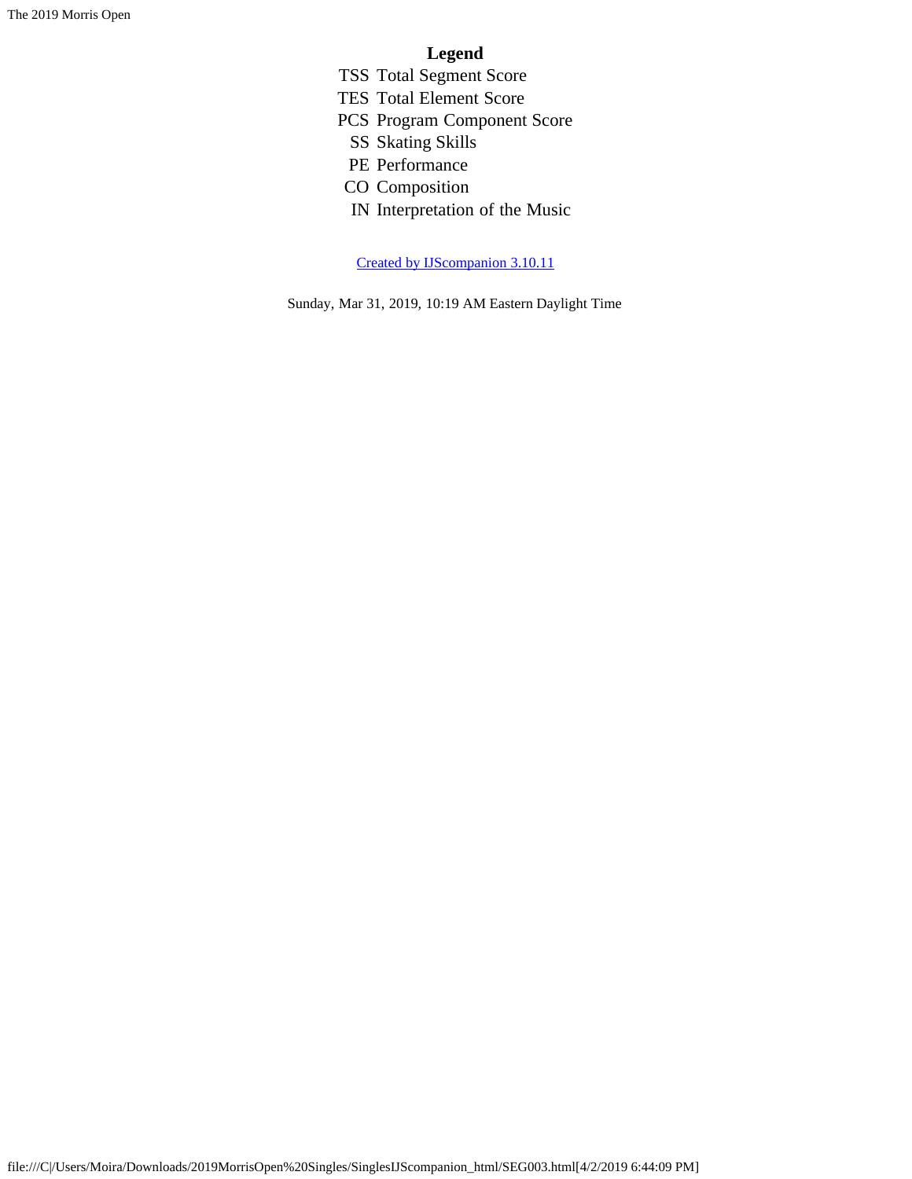**Legend**

| | |
|---|---|
| TSS | Total Segment Score |
| TES | Total Element Score |
| PCS | Program Component Score |
| SS | Skating Skills |
| PE | Performance |
| CO | Composition |
| IN | Interpretation of the Music |

Created by IJScompanion 3.10.11

Sunday, Mar 31, 2019, 10:19 AM Eastern Daylight Time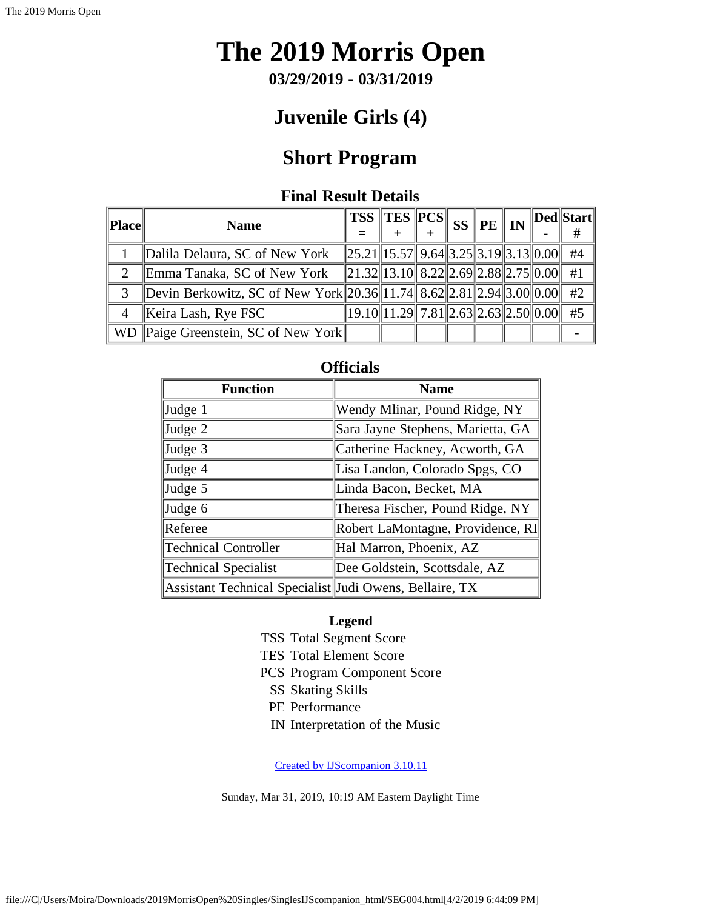# The 2019 Morris Open

**03/29/2019 - 03/31/2019**

## Juvenile Girls (4)

## Short Program

### Final Result Details

| Place | Name | TSS = | TES + | PCS + | SS | PE | IN | Ded - | Start # |
|---|---|---|---|---|---|---|---|---|---|
| 1 | Dalila Delaura, SC of New York | 25.21 | 15.57 | 9.64 | 3.25 | 3.19 | 3.13 | 0.00 | #4 |
| 2 | Emma Tanaka, SC of New York | 21.32 | 13.10 | 8.22 | 2.69 | 2.88 | 2.75 | 0.00 | #1 |
| 3 | Devin Berkowitz, SC of New York | 20.36 | 11.74 | 8.62 | 2.81 | 2.94 | 3.00 | 0.00 | #2 |
| 4 | Keira Lash, Rye FSC | 19.10 | 11.29 | 7.81 | 2.63 | 2.63 | 2.50 | 0.00 | #5 |
| WD | Paige Greenstein, SC of New York | | | | | | | | - |

### Officials

| Function | Name |
|---|---|
| Judge 1 | Wendy Mlinar, Pound Ridge, NY |
| Judge 2 | Sara Jayne Stephens, Marietta, GA |
| Judge 3 | Catherine Hackney, Acworth, GA |
| Judge 4 | Lisa Landon, Colorado Spgs, CO |
| Judge 5 | Linda Bacon, Becket, MA |
| Judge 6 | Theresa Fischer, Pound Ridge, NY |
| Referee | Robert LaMontagne, Providence, RI |
| Technical Controller | Hal Marron, Phoenix, AZ |
| Technical Specialist | Dee Goldstein, Scottsdale, AZ |
| Assistant Technical Specialist | Judi Owens, Bellaire, TX |

**Legend**

- TSS Total Segment Score
- TES Total Element Score
- PCS Program Component Score
- SS Skating Skills
- PE Performance
- IN Interpretation of the Music

Created by IJScompanion 3.10.11

Sunday, Mar 31, 2019, 10:19 AM Eastern Daylight Time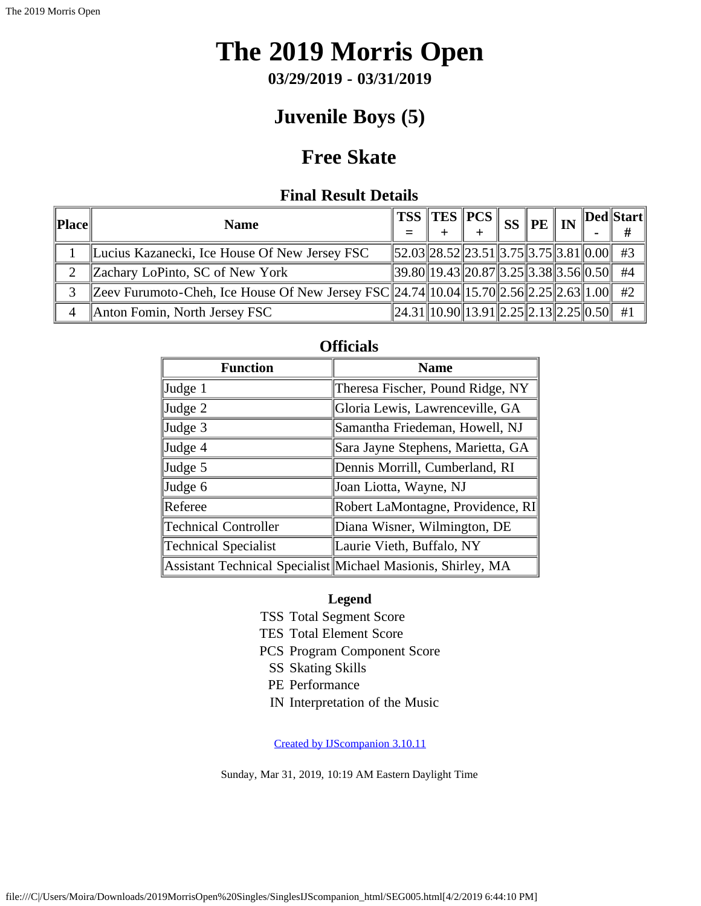# The 2019 Morris Open

**03/29/2019 - 03/31/2019**

## Juvenile Boys (5)

## Free Skate

### Final Result Details

| Place | Name | TSS = | TES + | PCS + | SS | PE | IN | Ded - | Start # |
|---|---|---|---|---|---|---|---|---|---|
| 1 | Lucius Kazanecki, Ice House Of New Jersey FSC | 52.03 | 28.52 | 23.51 | 3.75 | 3.75 | 3.81 | 0.00 | #3 |
| 2 | Zachary LoPinto, SC of New York | 39.80 | 19.43 | 20.87 | 3.25 | 3.38 | 3.56 | 0.50 | #4 |
| 3 | Zeev Furumoto-Cheh, Ice House Of New Jersey FSC | 24.74 | 10.04 | 15.70 | 2.56 | 2.25 | 2.63 | 1.00 | #2 |
| 4 | Anton Fomin, North Jersey FSC | 24.31 | 10.90 | 13.91 | 2.25 | 2.13 | 2.25 | 0.50 | #1 |

### Officials

| Function | Name |
|---|---|
| Judge 1 | Theresa Fischer, Pound Ridge, NY |
| Judge 2 | Gloria Lewis, Lawrenceville, GA |
| Judge 3 | Samantha Friedeman, Howell, NJ |
| Judge 4 | Sara Jayne Stephens, Marietta, GA |
| Judge 5 | Dennis Morrill, Cumberland, RI |
| Judge 6 | Joan Liotta, Wayne, NJ |
| Referee | Robert LaMontagne, Providence, RI |
| Technical Controller | Diana Wisner, Wilmington, DE |
| Technical Specialist | Laurie Vieth, Buffalo, NY |
| Assistant Technical Specialist | Michael Masionis, Shirley, MA |

**Legend**

TSS Total Segment Score
TES Total Element Score
PCS Program Component Score
SS Skating Skills
PE Performance
IN Interpretation of the Music

Created by IJScompanion 3.10.11

Sunday, Mar 31, 2019, 10:19 AM Eastern Daylight Time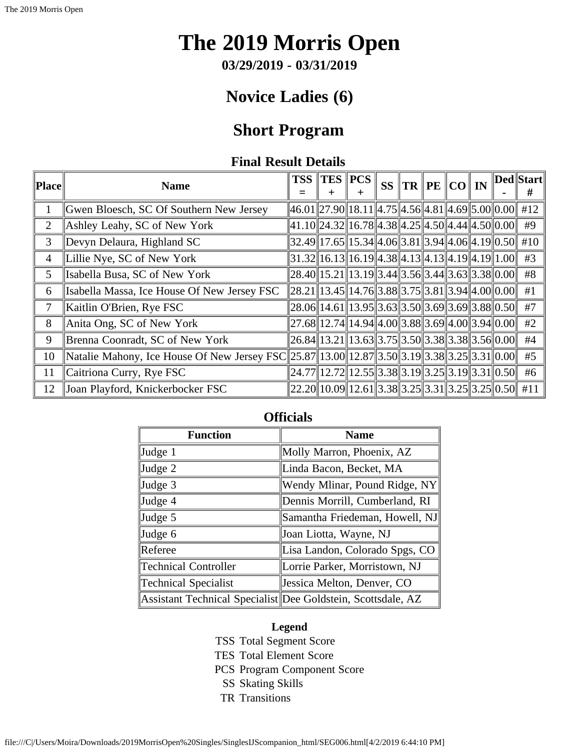# The 2019 Morris Open

**03/29/2019 - 03/31/2019**

## Novice Ladies (6)

## Short Program

### Final Result Details

| Place | Name | TSS = | TES + | PCS + | SS | TR | PE | CO | IN | Ded - | Start # |
|---|---|---|---|---|---|---|---|---|---|---|---|
| 1 | Gwen Bloesch, SC Of Southern New Jersey | 46.01 | 27.90 | 18.11 | 4.75 | 4.56 | 4.81 | 4.69 | 5.00 | 0.00 | #12 |
| 2 | Ashley Leahy, SC of New York | 41.10 | 24.32 | 16.78 | 4.38 | 4.25 | 4.50 | 4.44 | 4.50 | 0.00 | #9 |
| 3 | Devyn Delaura, Highland SC | 32.49 | 17.65 | 15.34 | 4.06 | 3.81 | 3.94 | 4.06 | 4.19 | 0.50 | #10 |
| 4 | Lillie Nye, SC of New York | 31.32 | 16.13 | 16.19 | 4.38 | 4.13 | 4.13 | 4.19 | 4.19 | 1.00 | #3 |
| 5 | Isabella Busa, SC of New York | 28.40 | 15.21 | 13.19 | 3.44 | 3.56 | 3.44 | 3.63 | 3.38 | 0.00 | #8 |
| 6 | Isabella Massa, Ice House Of New Jersey FSC | 28.21 | 13.45 | 14.76 | 3.88 | 3.75 | 3.81 | 3.94 | 4.00 | 0.00 | #1 |
| 7 | Kaitlin O'Brien, Rye FSC | 28.06 | 14.61 | 13.95 | 3.63 | 3.50 | 3.69 | 3.69 | 3.88 | 0.50 | #7 |
| 8 | Anita Ong, SC of New York | 27.68 | 12.74 | 14.94 | 4.00 | 3.88 | 3.69 | 4.00 | 3.94 | 0.00 | #2 |
| 9 | Brenna Coonradt, SC of New York | 26.84 | 13.21 | 13.63 | 3.75 | 3.50 | 3.38 | 3.38 | 3.56 | 0.00 | #4 |
| 10 | Natalie Mahony, Ice House Of New Jersey FSC | 25.87 | 13.00 | 12.87 | 3.50 | 3.19 | 3.38 | 3.25 | 3.31 | 0.00 | #5 |
| 11 | Caitriona Curry, Rye FSC | 24.77 | 12.72 | 12.55 | 3.38 | 3.19 | 3.25 | 3.19 | 3.31 | 0.50 | #6 |
| 12 | Joan Playford, Knickerbocker FSC | 22.20 | 10.09 | 12.61 | 3.38 | 3.25 | 3.31 | 3.25 | 3.25 | 0.50 | #11 |

### Officials

| Function | Name |
|---|---|
| Judge 1 | Molly Marron, Phoenix, AZ |
| Judge 2 | Linda Bacon, Becket, MA |
| Judge 3 | Wendy Mlinar, Pound Ridge, NY |
| Judge 4 | Dennis Morrill, Cumberland, RI |
| Judge 5 | Samantha Friedeman, Howell, NJ |
| Judge 6 | Joan Liotta, Wayne, NJ |
| Referee | Lisa Landon, Colorado Spgs, CO |
| Technical Controller | Lorrie Parker, Morristown, NJ |
| Technical Specialist | Jessica Melton, Denver, CO |
| Assistant Technical Specialist | Dee Goldstein, Scottsdale, AZ |

**Legend**

| | |
|---|---|
| TSS | Total Segment Score |
| TES | Total Element Score |
| PCS | Program Component Score |
| SS | Skating Skills |
| TR | Transitions |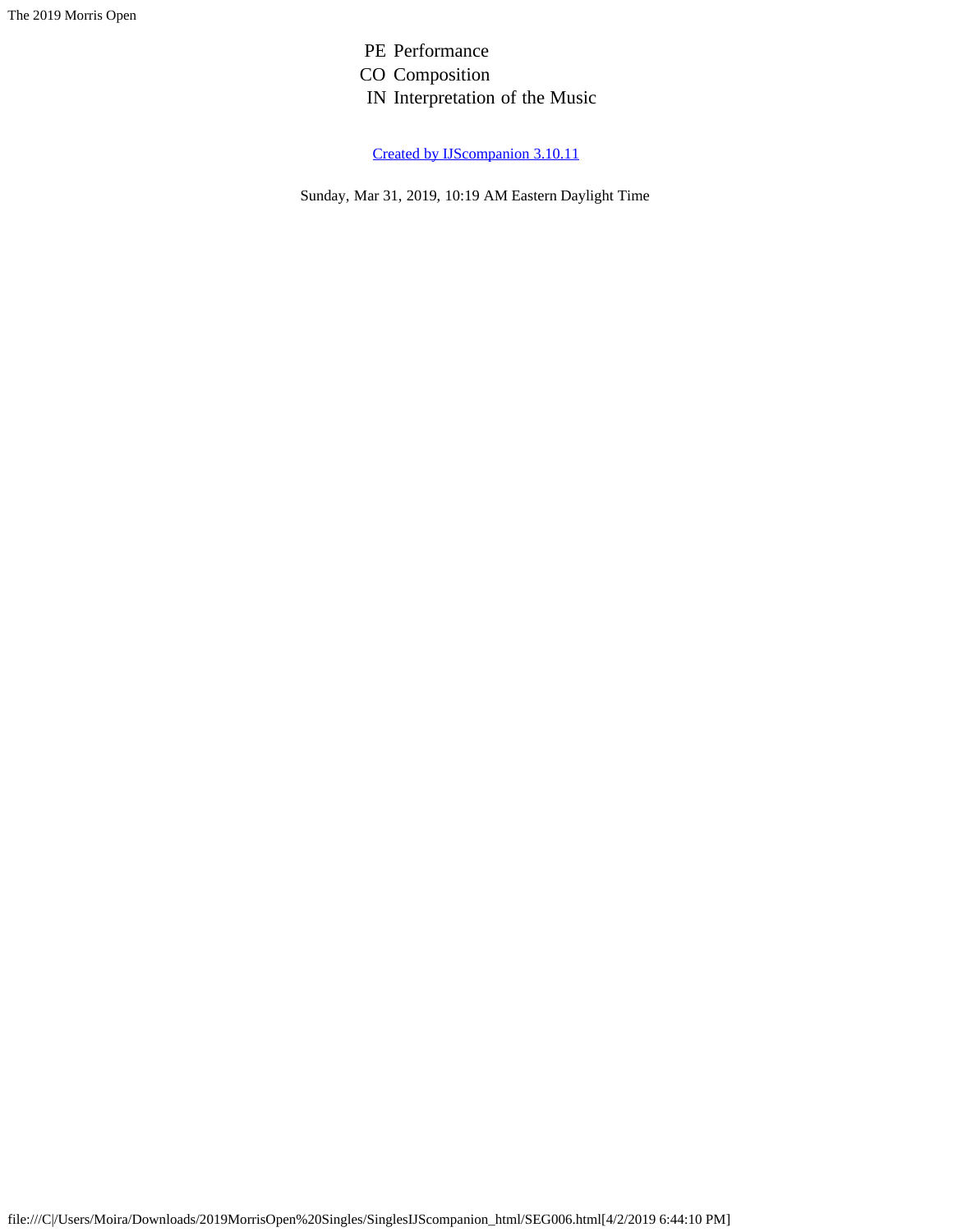| | |
|---|---|
| PE | Performance |
| CO | Composition |
| IN | Interpretation of the Music |

[Created by IJScompanion 3.10.11]

Sunday, Mar 31, 2019, 10:19 AM Eastern Daylight Time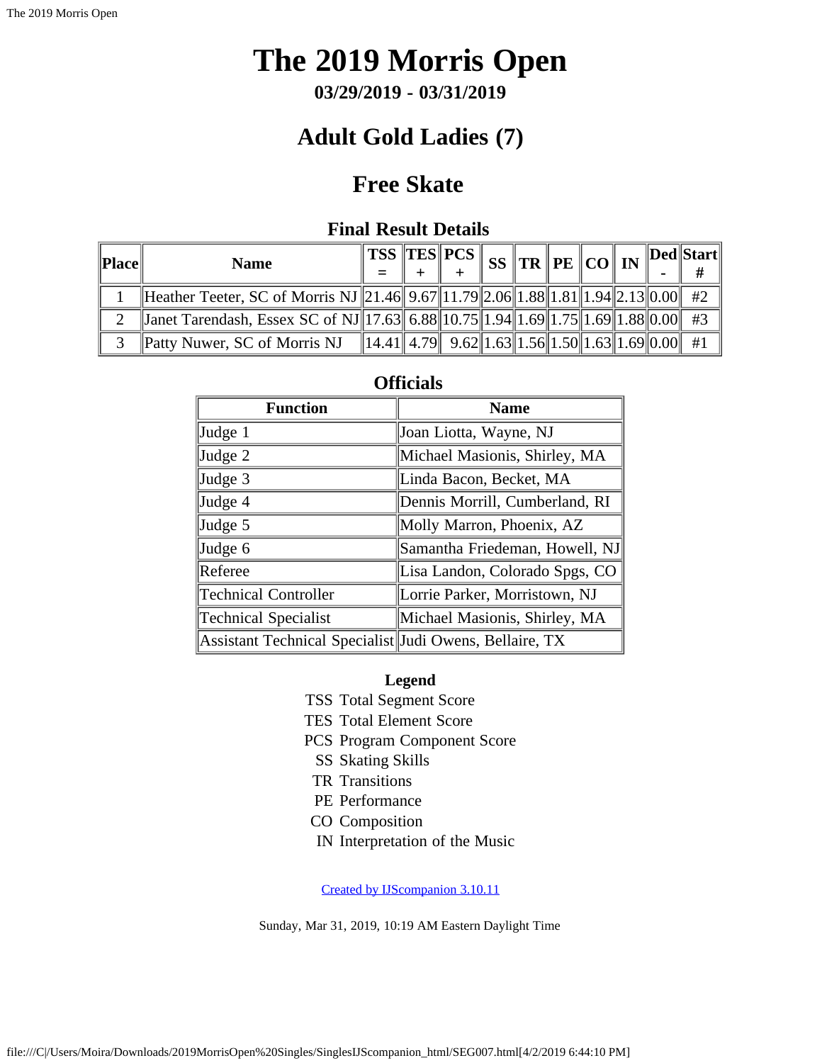# The 2019 Morris Open

**03/29/2019 - 03/31/2019**

## Adult Gold Ladies (7)

## Free Skate

### Final Result Details

| Place | Name | TSS = | TES + | PCS + | SS | TR | PE | CO | IN | Ded - | Start # |
|---|---|---|---|---|---|---|---|---|---|---|---|
| 1 | Heather Teeter, SC of Morris NJ | 21.46 | 9.67 | 11.79 | 2.06 | 1.88 | 1.81 | 1.94 | 2.13 | 0.00 | #2 |
| 2 | Janet Tarendash, Essex SC of NJ | 17.63 | 6.88 | 10.75 | 1.94 | 1.69 | 1.75 | 1.69 | 1.88 | 0.00 | #3 |
| 3 | Patty Nuwer, SC of Morris NJ | 14.41 | 4.79 | 9.62 | 1.63 | 1.56 | 1.50 | 1.63 | 1.69 | 0.00 | #1 |

### Officials

| Function | Name |
|---|---|
| Judge 1 | Joan Liotta, Wayne, NJ |
| Judge 2 | Michael Masionis, Shirley, MA |
| Judge 3 | Linda Bacon, Becket, MA |
| Judge 4 | Dennis Morrill, Cumberland, RI |
| Judge 5 | Molly Marron, Phoenix, AZ |
| Judge 6 | Samantha Friedeman, Howell, NJ |
| Referee | Lisa Landon, Colorado Spgs, CO |
| Technical Controller | Lorrie Parker, Morristown, NJ |
| Technical Specialist | Michael Masionis, Shirley, MA |
| Assistant Technical Specialist | Judi Owens, Bellaire, TX |

**Legend**

| | |
|---|---|
| TSS | Total Segment Score |
| TES | Total Element Score |
| PCS | Program Component Score |
| SS | Skating Skills |
| TR | Transitions |
| PE | Performance |
| CO | Composition |
| IN | Interpretation of the Music |

Created by IJScompanion 3.10.11

Sunday, Mar 31, 2019, 10:19 AM Eastern Daylight Time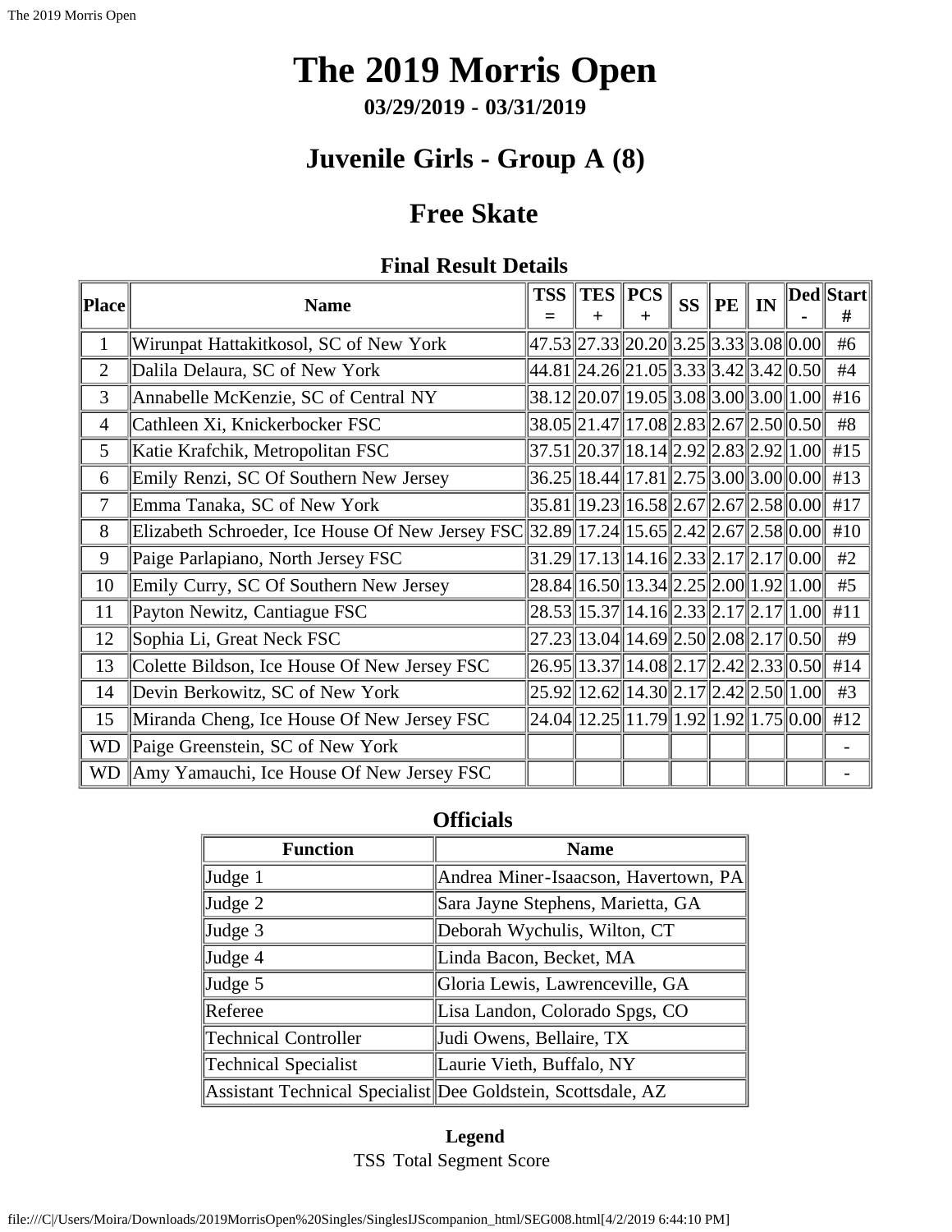# The 2019 Morris Open

**03/29/2019 - 03/31/2019**

## Juvenile Girls - Group A (8)

## Free Skate

### Final Result Details

| Place | Name | TSS = | TES + | PCS + | SS | PE | IN | Ded - | Start # |
|---|---|---|---|---|---|---|---|---|---|
| 1 | Wirunpat Hattakitkosol, SC of New York | 47.53 | 27.33 | 20.20 | 3.25 | 3.33 | 3.08 | 0.00 | #6 |
| 2 | Dalila Delaura, SC of New York | 44.81 | 24.26 | 21.05 | 3.33 | 3.42 | 3.42 | 0.50 | #4 |
| 3 | Annabelle McKenzie, SC of Central NY | 38.12 | 20.07 | 19.05 | 3.08 | 3.00 | 3.00 | 1.00 | #16 |
| 4 | Cathleen Xi, Knickerbocker FSC | 38.05 | 21.47 | 17.08 | 2.83 | 2.67 | 2.50 | 0.50 | #8 |
| 5 | Katie Krafchik, Metropolitan FSC | 37.51 | 20.37 | 18.14 | 2.92 | 2.83 | 2.92 | 1.00 | #15 |
| 6 | Emily Renzi, SC Of Southern New Jersey | 36.25 | 18.44 | 17.81 | 2.75 | 3.00 | 3.00 | 0.00 | #13 |
| 7 | Emma Tanaka, SC of New York | 35.81 | 19.23 | 16.58 | 2.67 | 2.67 | 2.58 | 0.00 | #17 |
| 8 | Elizabeth Schroeder, Ice House Of New Jersey FSC | 32.89 | 17.24 | 15.65 | 2.42 | 2.67 | 2.58 | 0.00 | #10 |
| 9 | Paige Parlapiano, North Jersey FSC | 31.29 | 17.13 | 14.16 | 2.33 | 2.17 | 2.17 | 0.00 | #2 |
| 10 | Emily Curry, SC Of Southern New Jersey | 28.84 | 16.50 | 13.34 | 2.25 | 2.00 | 1.92 | 1.00 | #5 |
| 11 | Payton Newitz, Cantiague FSC | 28.53 | 15.37 | 14.16 | 2.33 | 2.17 | 2.17 | 1.00 | #11 |
| 12 | Sophia Li, Great Neck FSC | 27.23 | 13.04 | 14.69 | 2.50 | 2.08 | 2.17 | 0.50 | #9 |
| 13 | Colette Bildson, Ice House Of New Jersey FSC | 26.95 | 13.37 | 14.08 | 2.17 | 2.42 | 2.33 | 0.50 | #14 |
| 14 | Devin Berkowitz, SC of New York | 25.92 | 12.62 | 14.30 | 2.17 | 2.42 | 2.50 | 1.00 | #3 |
| 15 | Miranda Cheng, Ice House Of New Jersey FSC | 24.04 | 12.25 | 11.79 | 1.92 | 1.92 | 1.75 | 0.00 | #12 |
| WD | Paige Greenstein, SC of New York | | | | | | | | - |
| WD | Amy Yamauchi, Ice House Of New Jersey FSC | | | | | | | | - |

### Officials

| Function | Name |
|---|---|
| Judge 1 | Andrea Miner-Isaacson, Havertown, PA |
| Judge 2 | Sara Jayne Stephens, Marietta, GA |
| Judge 3 | Deborah Wychulis, Wilton, CT |
| Judge 4 | Linda Bacon, Becket, MA |
| Judge 5 | Gloria Lewis, Lawrenceville, GA |
| Referee | Lisa Landon, Colorado Spgs, CO |
| Technical Controller | Judi Owens, Bellaire, TX |
| Technical Specialist | Laurie Vieth, Buffalo, NY |
| Assistant Technical Specialist | Dee Goldstein, Scottsdale, AZ |

**Legend**

TSS Total Segment Score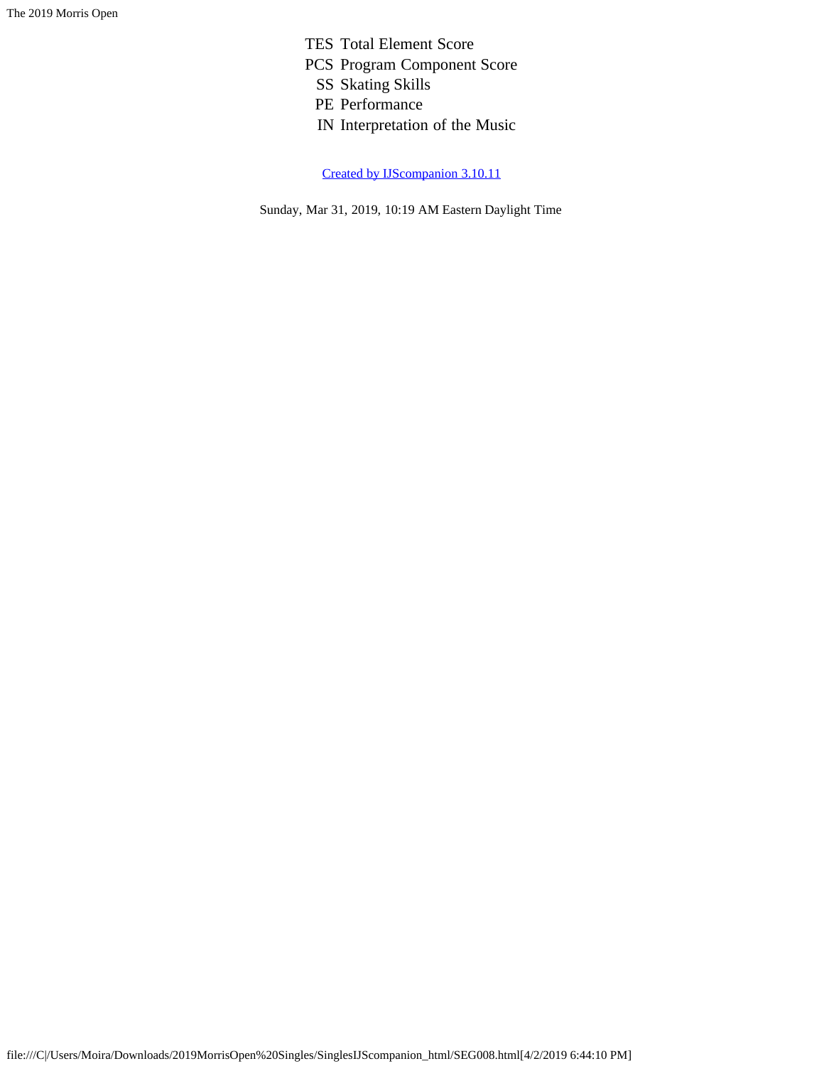| | |
|---|---|
| TES | Total Element Score |
| PCS | Program Component Score |
| SS | Skating Skills |
| PE | Performance |
| IN | Interpretation of the Music |

Created by IJScompanion 3.10.11

Sunday, Mar 31, 2019, 10:19 AM Eastern Daylight Time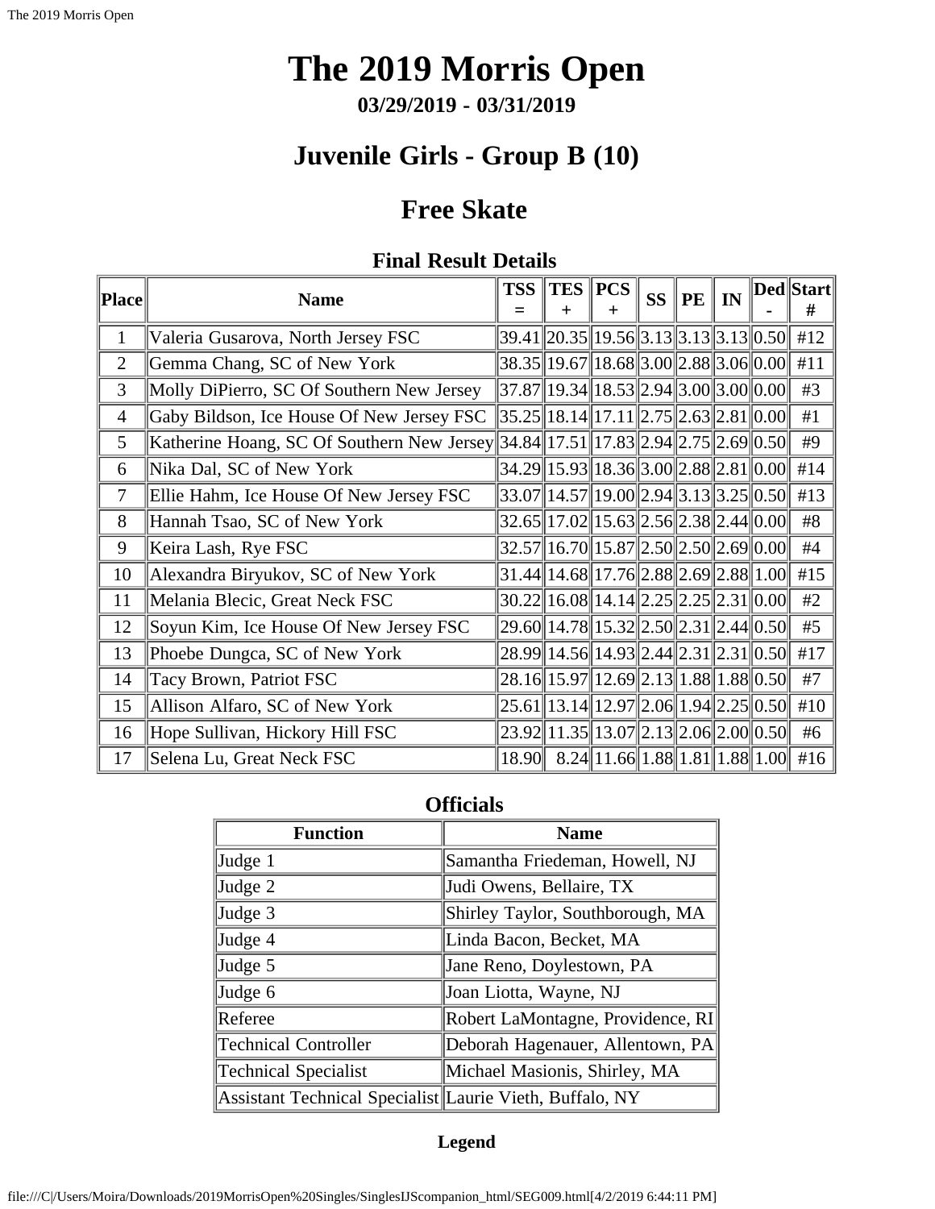# The 2019 Morris Open

**03/29/2019 - 03/31/2019**

## Juvenile Girls - Group B (10)

## Free Skate

### Final Result Details

| Place | Name | TSS = | TES + | PCS + | SS | PE | IN | Ded - | Start # |
|---|---|---|---|---|---|---|---|---|---|
| 1 | Valeria Gusarova, North Jersey FSC | 39.41 | 20.35 | 19.56 | 3.13 | 3.13 | 3.13 | 0.50 | #12 |
| 2 | Gemma Chang, SC of New York | 38.35 | 19.67 | 18.68 | 3.00 | 2.88 | 3.06 | 0.00 | #11 |
| 3 | Molly DiPierro, SC Of Southern New Jersey | 37.87 | 19.34 | 18.53 | 2.94 | 3.00 | 3.00 | 0.00 | #3 |
| 4 | Gaby Bildson, Ice House Of New Jersey FSC | 35.25 | 18.14 | 17.11 | 2.75 | 2.63 | 2.81 | 0.00 | #1 |
| 5 | Katherine Hoang, SC Of Southern New Jersey | 34.84 | 17.51 | 17.83 | 2.94 | 2.75 | 2.69 | 0.50 | #9 |
| 6 | Nika Dal, SC of New York | 34.29 | 15.93 | 18.36 | 3.00 | 2.88 | 2.81 | 0.00 | #14 |
| 7 | Ellie Hahm, Ice House Of New Jersey FSC | 33.07 | 14.57 | 19.00 | 2.94 | 3.13 | 3.25 | 0.50 | #13 |
| 8 | Hannah Tsao, SC of New York | 32.65 | 17.02 | 15.63 | 2.56 | 2.38 | 2.44 | 0.00 | #8 |
| 9 | Keira Lash, Rye FSC | 32.57 | 16.70 | 15.87 | 2.50 | 2.50 | 2.69 | 0.00 | #4 |
| 10 | Alexandra Biryukov, SC of New York | 31.44 | 14.68 | 17.76 | 2.88 | 2.69 | 2.88 | 1.00 | #15 |
| 11 | Melania Blecic, Great Neck FSC | 30.22 | 16.08 | 14.14 | 2.25 | 2.25 | 2.31 | 0.00 | #2 |
| 12 | Soyun Kim, Ice House Of New Jersey FSC | 29.60 | 14.78 | 15.32 | 2.50 | 2.31 | 2.44 | 0.50 | #5 |
| 13 | Phoebe Dungca, SC of New York | 28.99 | 14.56 | 14.93 | 2.44 | 2.31 | 2.31 | 0.50 | #17 |
| 14 | Tacy Brown, Patriot FSC | 28.16 | 15.97 | 12.69 | 2.13 | 1.88 | 1.88 | 0.50 | #7 |
| 15 | Allison Alfaro, SC of New York | 25.61 | 13.14 | 12.97 | 2.06 | 1.94 | 2.25 | 0.50 | #10 |
| 16 | Hope Sullivan, Hickory Hill FSC | 23.92 | 11.35 | 13.07 | 2.13 | 2.06 | 2.00 | 0.50 | #6 |
| 17 | Selena Lu, Great Neck FSC | 18.90 | 8.24 | 11.66 | 1.88 | 1.81 | 1.88 | 1.00 | #16 |

### Officials

| Function | Name |
|---|---|
| Judge 1 | Samantha Friedeman, Howell, NJ |
| Judge 2 | Judi Owens, Bellaire, TX |
| Judge 3 | Shirley Taylor, Southborough, MA |
| Judge 4 | Linda Bacon, Becket, MA |
| Judge 5 | Jane Reno, Doylestown, PA |
| Judge 6 | Joan Liotta, Wayne, NJ |
| Referee | Robert LaMontagne, Providence, RI |
| Technical Controller | Deborah Hagenauer, Allentown, PA |
| Technical Specialist | Michael Masionis, Shirley, MA |
| Assistant Technical Specialist | Laurie Vieth, Buffalo, NY |

**Legend**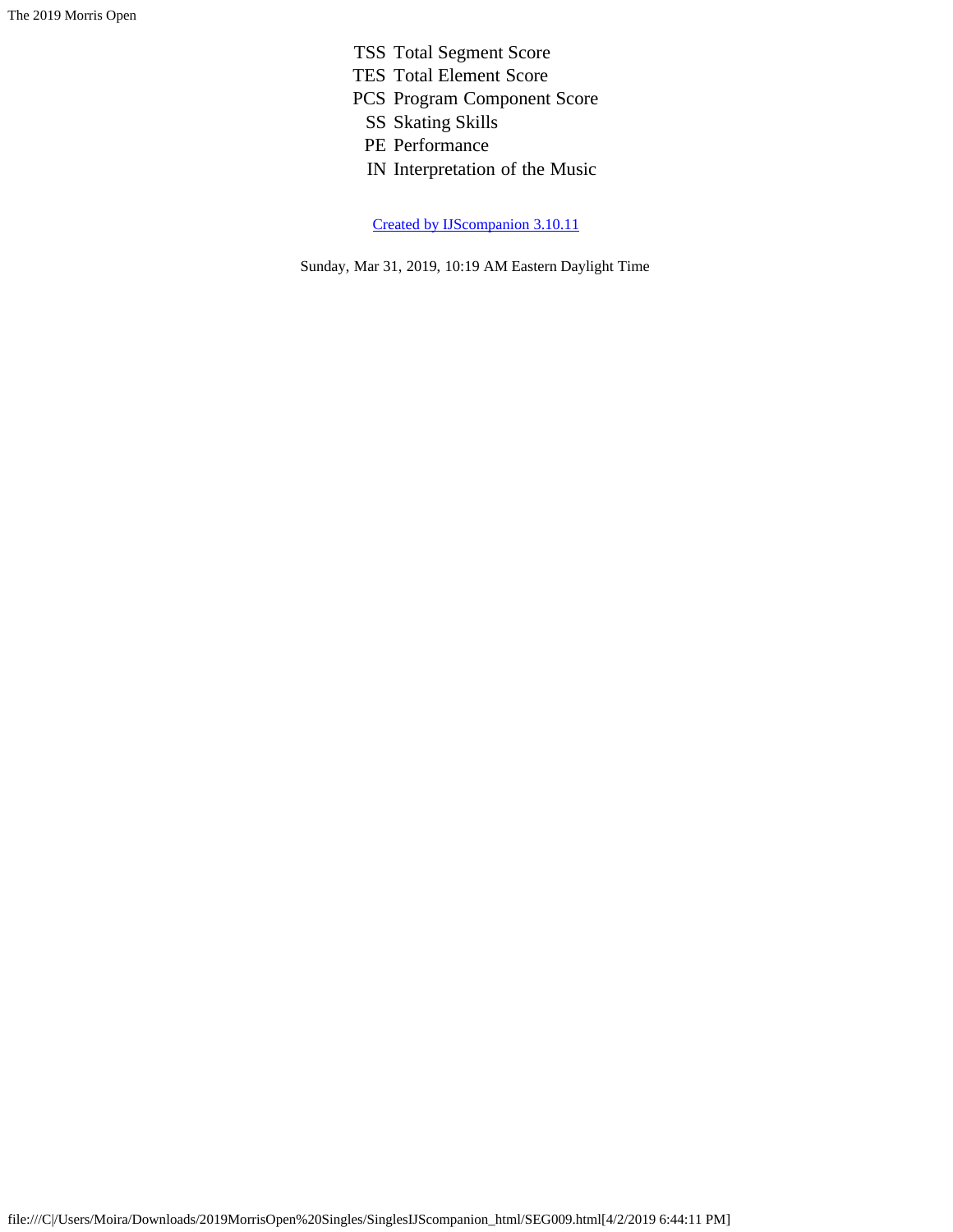| | |
|---|---|
| TSS | Total Segment Score |
| TES | Total Element Score |
| PCS | Program Component Score |
| SS | Skating Skills |
| PE | Performance |
| IN | Interpretation of the Music |

Created by IJScompanion 3.10.11

Sunday, Mar 31, 2019, 10:19 AM Eastern Daylight Time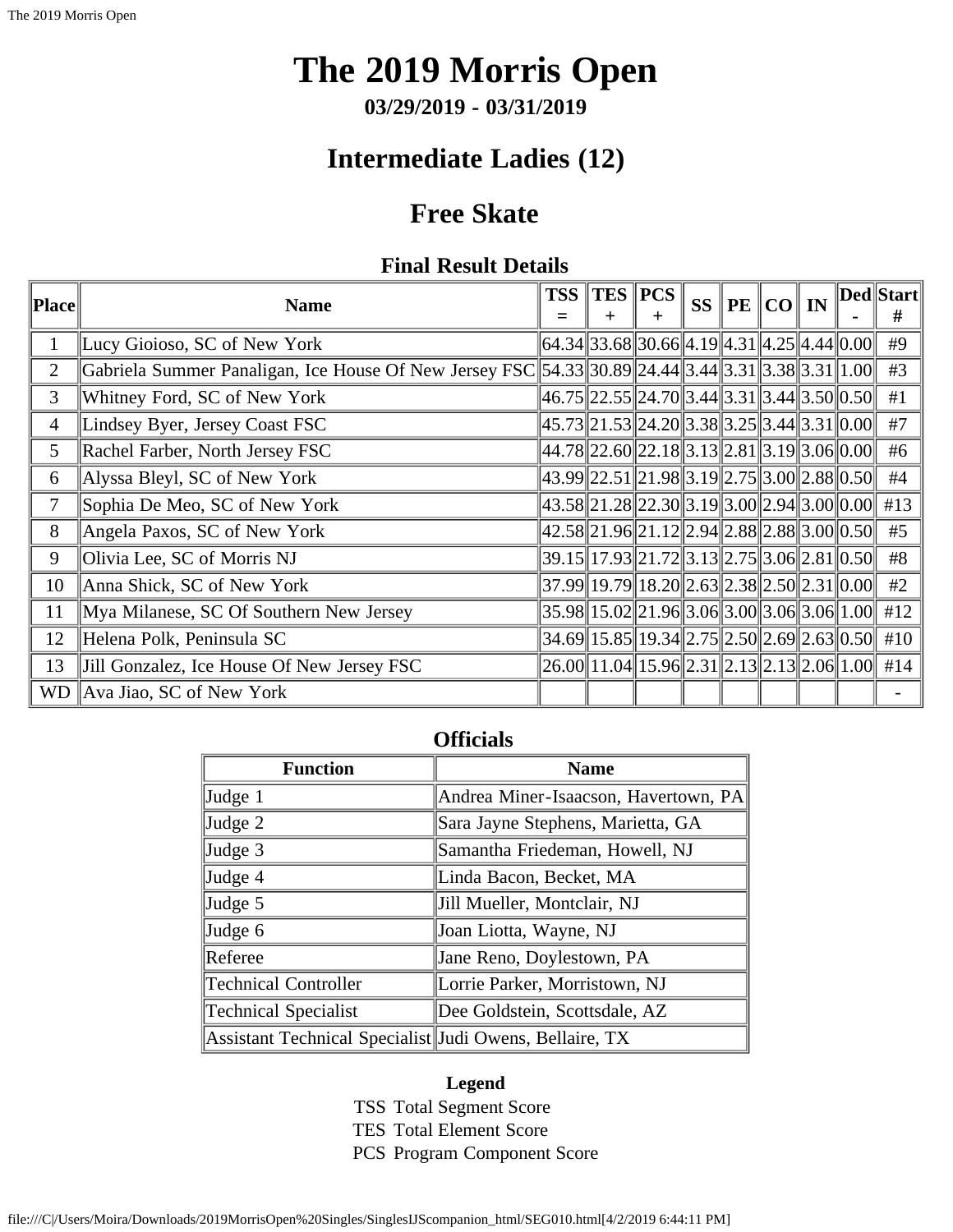# The 2019 Morris Open

**03/29/2019 - 03/31/2019**

## Intermediate Ladies (12)

## Free Skate

### Final Result Details

| Place | Name | TSS = | TES + | PCS + | SS | PE | CO | IN | Ded - | Start # |
|---|---|---|---|---|---|---|---|---|---|---|
| 1 | Lucy Gioioso, SC of New York | 64.34 | 33.68 | 30.66 | 4.19 | 4.31 | 4.25 | 4.44 | 0.00 | #9 |
| 2 | Gabriela Summer Panaligan, Ice House Of New Jersey FSC | 54.33 | 30.89 | 24.44 | 3.44 | 3.31 | 3.38 | 3.31 | 1.00 | #3 |
| 3 | Whitney Ford, SC of New York | 46.75 | 22.55 | 24.70 | 3.44 | 3.31 | 3.44 | 3.50 | 0.50 | #1 |
| 4 | Lindsey Byer, Jersey Coast FSC | 45.73 | 21.53 | 24.20 | 3.38 | 3.25 | 3.44 | 3.31 | 0.00 | #7 |
| 5 | Rachel Farber, North Jersey FSC | 44.78 | 22.60 | 22.18 | 3.13 | 2.81 | 3.19 | 3.06 | 0.00 | #6 |
| 6 | Alyssa Bleyl, SC of New York | 43.99 | 22.51 | 21.98 | 3.19 | 2.75 | 3.00 | 2.88 | 0.50 | #4 |
| 7 | Sophia De Meo, SC of New York | 43.58 | 21.28 | 22.30 | 3.19 | 3.00 | 2.94 | 3.00 | 0.00 | #13 |
| 8 | Angela Paxos, SC of New York | 42.58 | 21.96 | 21.12 | 2.94 | 2.88 | 2.88 | 3.00 | 0.50 | #5 |
| 9 | Olivia Lee, SC of Morris NJ | 39.15 | 17.93 | 21.72 | 3.13 | 2.75 | 3.06 | 2.81 | 0.50 | #8 |
| 10 | Anna Shick, SC of New York | 37.99 | 19.79 | 18.20 | 2.63 | 2.38 | 2.50 | 2.31 | 0.00 | #2 |
| 11 | Mya Milanese, SC Of Southern New Jersey | 35.98 | 15.02 | 21.96 | 3.06 | 3.00 | 3.06 | 3.06 | 1.00 | #12 |
| 12 | Helena Polk, Peninsula SC | 34.69 | 15.85 | 19.34 | 2.75 | 2.50 | 2.69 | 2.63 | 0.50 | #10 |
| 13 | Jill Gonzalez, Ice House Of New Jersey FSC | 26.00 | 11.04 | 15.96 | 2.31 | 2.13 | 2.13 | 2.06 | 1.00 | #14 |
| WD | Ava Jiao, SC of New York | | | | | | | | | - |

### Officials

| Function | Name |
|---|---|
| Judge 1 | Andrea Miner-Isaacson, Havertown, PA |
| Judge 2 | Sara Jayne Stephens, Marietta, GA |
| Judge 3 | Samantha Friedeman, Howell, NJ |
| Judge 4 | Linda Bacon, Becket, MA |
| Judge 5 | Jill Mueller, Montclair, NJ |
| Judge 6 | Joan Liotta, Wayne, NJ |
| Referee | Jane Reno, Doylestown, PA |
| Technical Controller | Lorrie Parker, Morristown, NJ |
| Technical Specialist | Dee Goldstein, Scottsdale, AZ |
| Assistant Technical Specialist | Judi Owens, Bellaire, TX |

**Legend**

TSS Total Segment Score
TES Total Element Score
PCS Program Component Score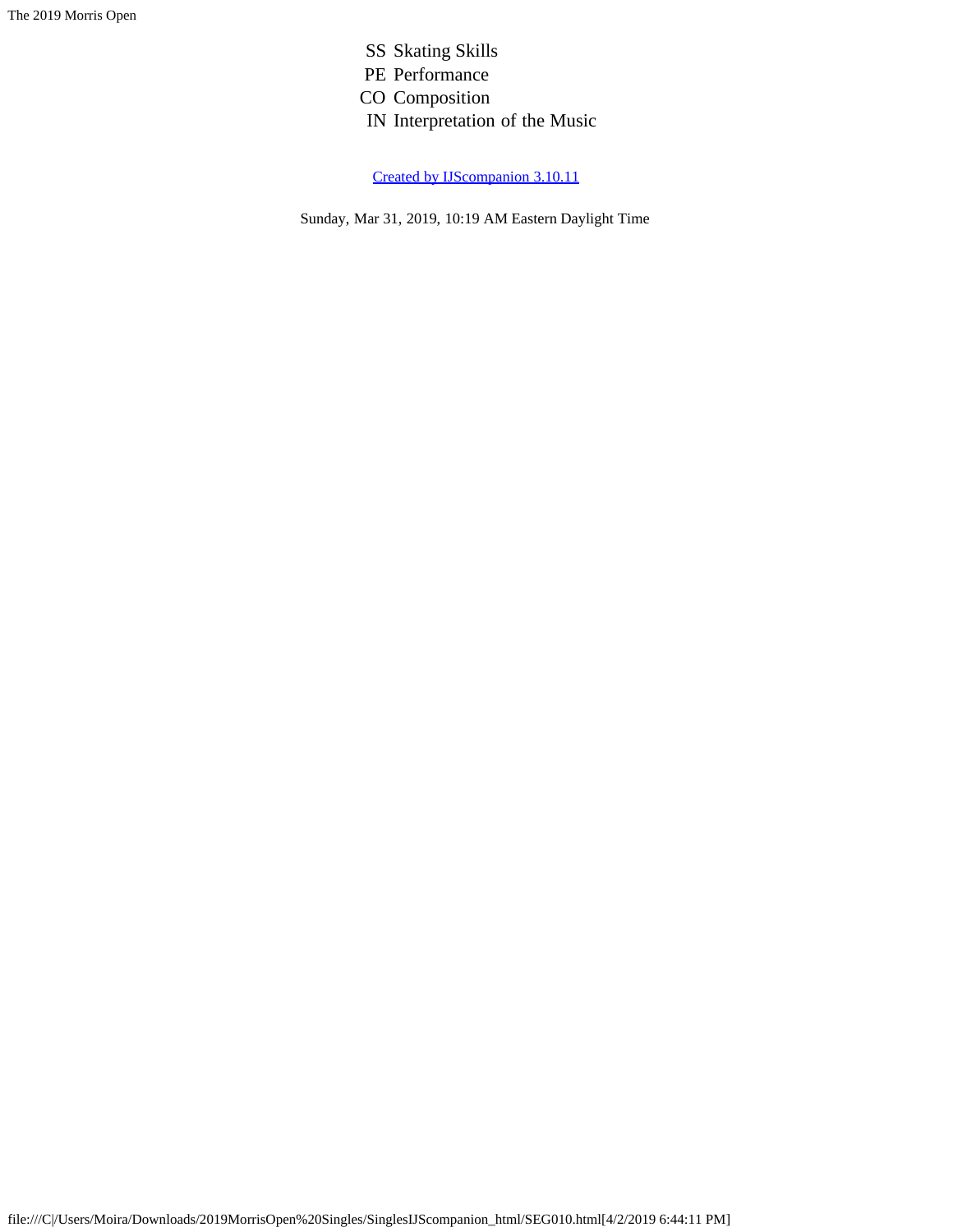| | |
|---|---|
| SS | Skating Skills |
| PE | Performance |
| CO | Composition |
| IN | Interpretation of the Music |

Created by IJScompanion 3.10.11

Sunday, Mar 31, 2019, 10:19 AM Eastern Daylight Time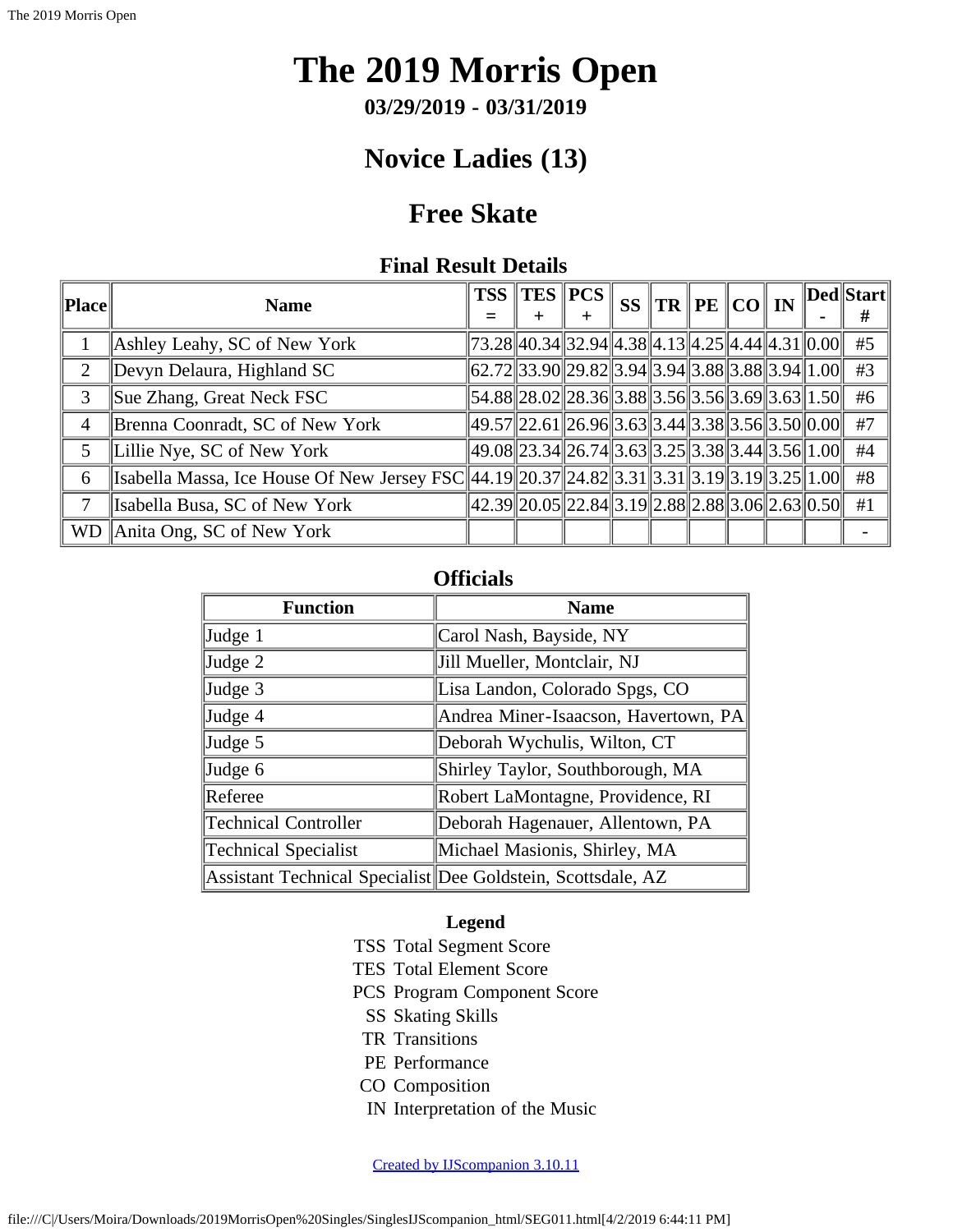# The 2019 Morris Open

**03/29/2019 - 03/31/2019**

## Novice Ladies (13)

## Free Skate

### Final Result Details

| Place | Name | TSS = | TES + | PCS + | SS | TR | PE | CO | IN | Ded - | Start # |
|---|---|---|---|---|---|---|---|---|---|---|---|
| 1 | Ashley Leahy, SC of New York | 73.28 | 40.34 | 32.94 | 4.38 | 4.13 | 4.25 | 4.44 | 4.31 | 0.00 | #5 |
| 2 | Devyn Delaura, Highland SC | 62.72 | 33.90 | 29.82 | 3.94 | 3.94 | 3.88 | 3.88 | 3.94 | 1.00 | #3 |
| 3 | Sue Zhang, Great Neck FSC | 54.88 | 28.02 | 28.36 | 3.88 | 3.56 | 3.56 | 3.69 | 3.63 | 1.50 | #6 |
| 4 | Brenna Coonradt, SC of New York | 49.57 | 22.61 | 26.96 | 3.63 | 3.44 | 3.38 | 3.56 | 3.50 | 0.00 | #7 |
| 5 | Lillie Nye, SC of New York | 49.08 | 23.34 | 26.74 | 3.63 | 3.25 | 3.38 | 3.44 | 3.56 | 1.00 | #4 |
| 6 | Isabella Massa, Ice House Of New Jersey FSC | 44.19 | 20.37 | 24.82 | 3.31 | 3.31 | 3.19 | 3.19 | 3.25 | 1.00 | #8 |
| 7 | Isabella Busa, SC of New York | 42.39 | 20.05 | 22.84 | 3.19 | 2.88 | 2.88 | 3.06 | 2.63 | 0.50 | #1 |
| WD | Anita Ong, SC of New York | | | | | | | | | | - |

### Officials

| Function | Name |
|---|---|
| Judge 1 | Carol Nash, Bayside, NY |
| Judge 2 | Jill Mueller, Montclair, NJ |
| Judge 3 | Lisa Landon, Colorado Spgs, CO |
| Judge 4 | Andrea Miner-Isaacson, Havertown, PA |
| Judge 5 | Deborah Wychulis, Wilton, CT |
| Judge 6 | Shirley Taylor, Southborough, MA |
| Referee | Robert LaMontagne, Providence, RI |
| Technical Controller | Deborah Hagenauer, Allentown, PA |
| Technical Specialist | Michael Masionis, Shirley, MA |
| Assistant Technical Specialist | Dee Goldstein, Scottsdale, AZ |

**Legend**

- TSS Total Segment Score
- TES Total Element Score
- PCS Program Component Score
- SS Skating Skills
- TR Transitions
- PE Performance
- CO Composition
- IN Interpretation of the Music

Created by IJScompanion 3.10.11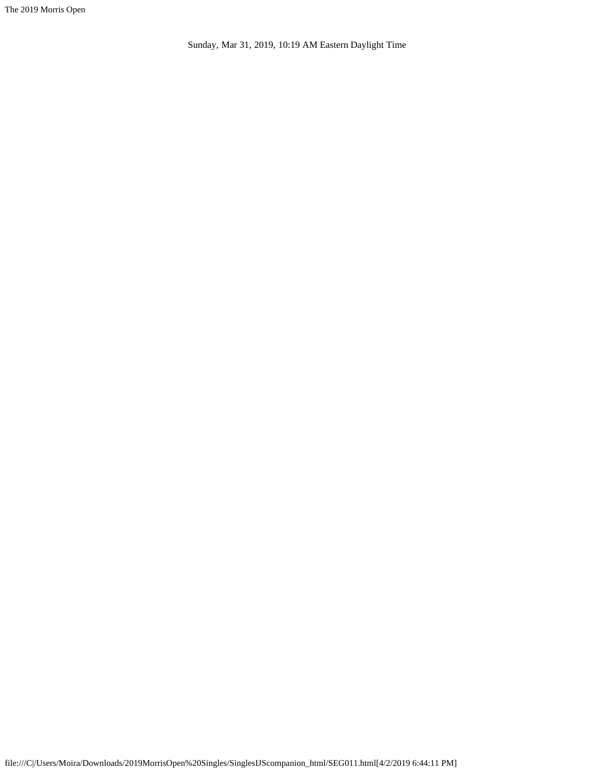Sunday, Mar 31, 2019, 10:19 AM Eastern Daylight Time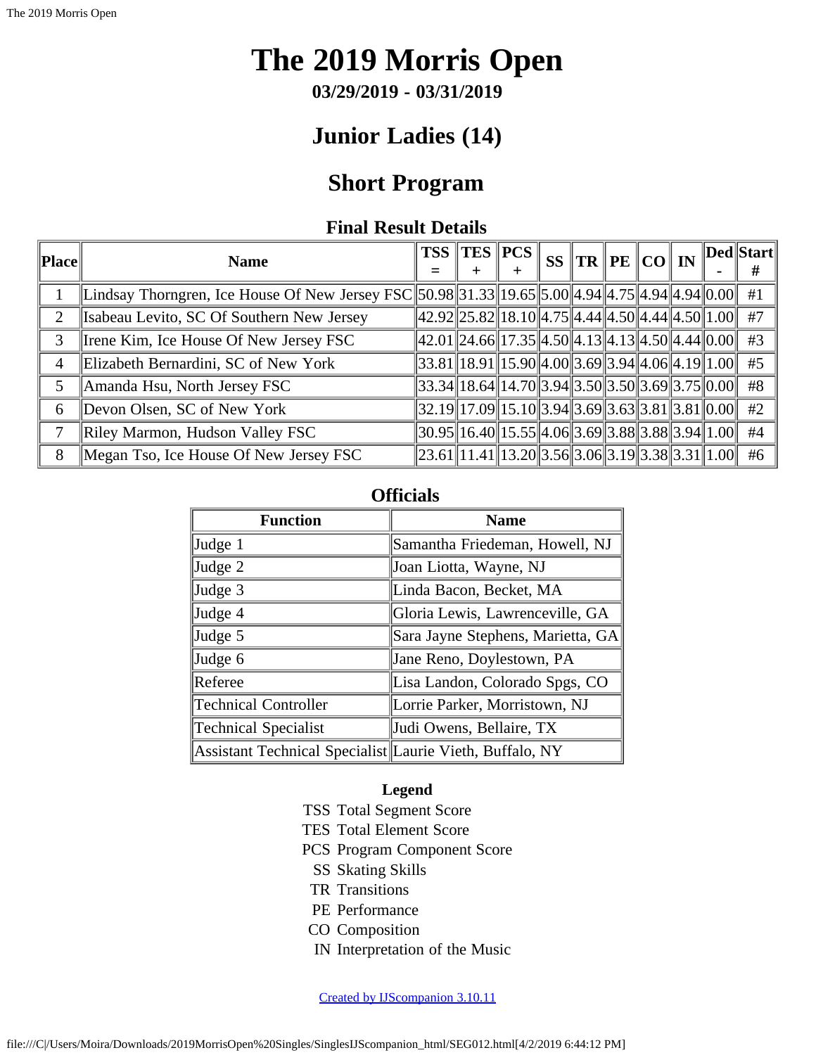# The 2019 Morris Open

**03/29/2019 - 03/31/2019**

## Junior Ladies (14)

## Short Program

### Final Result Details

| Place | Name | TSS = | TES + | PCS + | SS | TR | PE | CO | IN | Ded - | Start # |
|---|---|---|---|---|---|---|---|---|---|---|---|
| 1 | Lindsay Thorngren, Ice House Of New Jersey FSC | 50.98 | 31.33 | 19.65 | 5.00 | 4.94 | 4.75 | 4.94 | 4.94 | 0.00 | #1 |
| 2 | Isabeau Levito, SC Of Southern New Jersey | 42.92 | 25.82 | 18.10 | 4.75 | 4.44 | 4.50 | 4.44 | 4.50 | 1.00 | #7 |
| 3 | Irene Kim, Ice House Of New Jersey FSC | 42.01 | 24.66 | 17.35 | 4.50 | 4.13 | 4.13 | 4.50 | 4.44 | 0.00 | #3 |
| 4 | Elizabeth Bernardini, SC of New York | 33.81 | 18.91 | 15.90 | 4.00 | 3.69 | 3.94 | 4.06 | 4.19 | 1.00 | #5 |
| 5 | Amanda Hsu, North Jersey FSC | 33.34 | 18.64 | 14.70 | 3.94 | 3.50 | 3.50 | 3.69 | 3.75 | 0.00 | #8 |
| 6 | Devon Olsen, SC of New York | 32.19 | 17.09 | 15.10 | 3.94 | 3.69 | 3.63 | 3.81 | 3.81 | 0.00 | #2 |
| 7 | Riley Marmon, Hudson Valley FSC | 30.95 | 16.40 | 15.55 | 4.06 | 3.69 | 3.88 | 3.88 | 3.94 | 1.00 | #4 |
| 8 | Megan Tso, Ice House Of New Jersey FSC | 23.61 | 11.41 | 13.20 | 3.56 | 3.06 | 3.19 | 3.38 | 3.31 | 1.00 | #6 |

### Officials

| Function | Name |
|---|---|
| Judge 1 | Samantha Friedeman, Howell, NJ |
| Judge 2 | Joan Liotta, Wayne, NJ |
| Judge 3 | Linda Bacon, Becket, MA |
| Judge 4 | Gloria Lewis, Lawrenceville, GA |
| Judge 5 | Sara Jayne Stephens, Marietta, GA |
| Judge 6 | Jane Reno, Doylestown, PA |
| Referee | Lisa Landon, Colorado Spgs, CO |
| Technical Controller | Lorrie Parker, Morristown, NJ |
| Technical Specialist | Judi Owens, Bellaire, TX |
| Assistant Technical Specialist | Laurie Vieth, Buffalo, NY |

**Legend**

| | |
|---|---|
| TSS | Total Segment Score |
| TES | Total Element Score |
| PCS | Program Component Score |
| SS | Skating Skills |
| TR | Transitions |
| PE | Performance |
| CO | Composition |
| IN | Interpretation of the Music |

Created by IJScompanion 3.10.11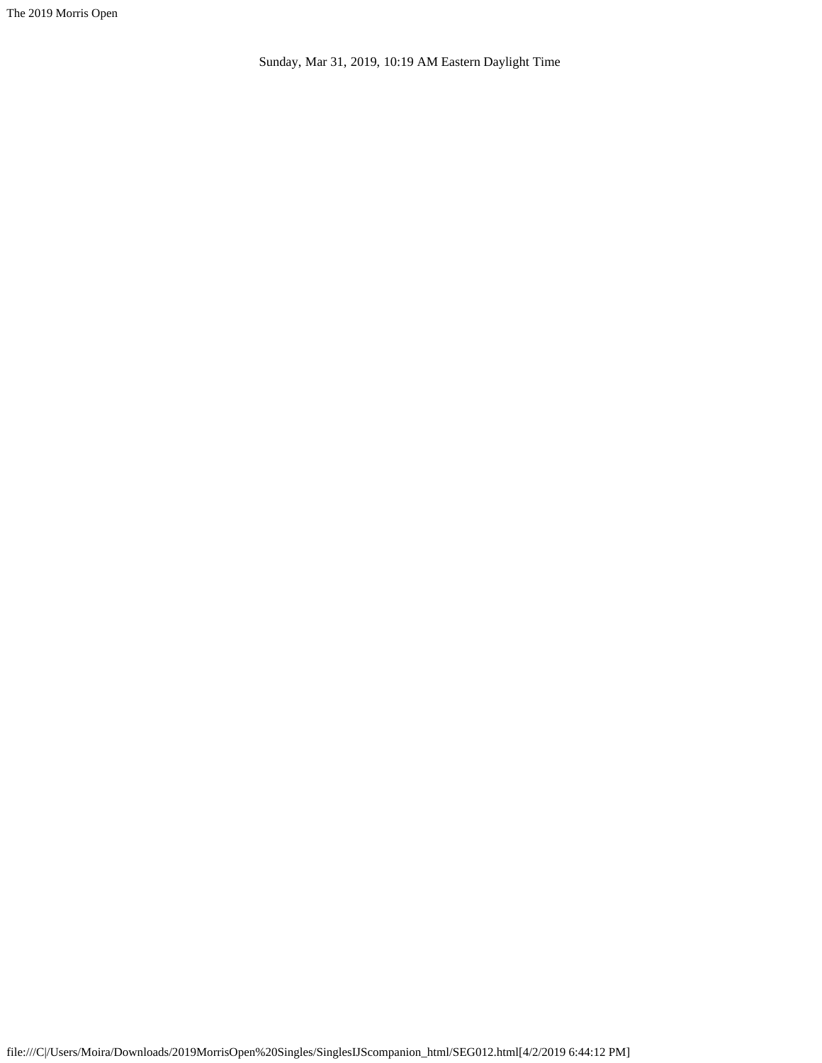Sunday, Mar 31, 2019, 10:19 AM Eastern Daylight Time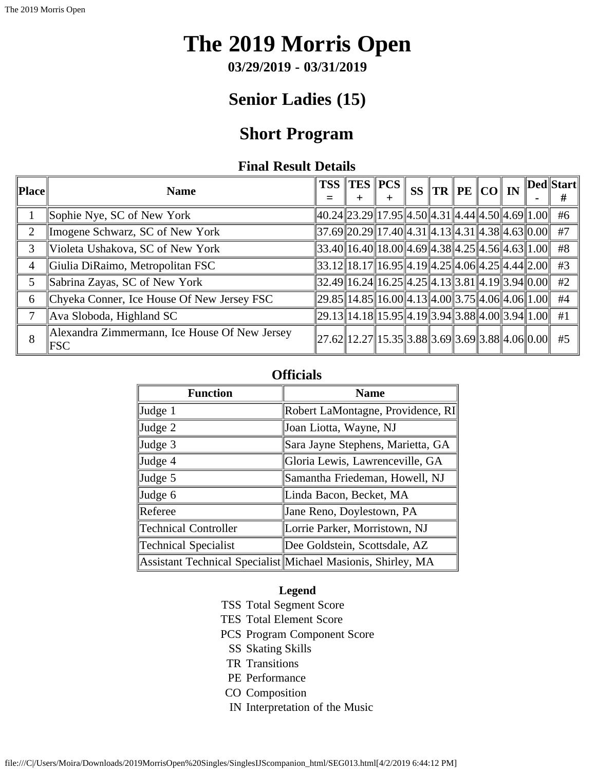# The 2019 Morris Open

**03/29/2019 - 03/31/2019**

## Senior Ladies (15)

## Short Program

### Final Result Details

| Place | Name | TSS = | TES + | PCS + | SS | TR | PE | CO | IN | Ded - | Start # |
|---|---|---|---|---|---|---|---|---|---|---|---|
| 1 | Sophie Nye, SC of New York | 40.24 | 23.29 | 17.95 | 4.50 | 4.31 | 4.44 | 4.50 | 4.69 | 1.00 | #6 |
| 2 | Imogene Schwarz, SC of New York | 37.69 | 20.29 | 17.40 | 4.31 | 4.13 | 4.31 | 4.38 | 4.63 | 0.00 | #7 |
| 3 | Violeta Ushakova, SC of New York | 33.40 | 16.40 | 18.00 | 4.69 | 4.38 | 4.25 | 4.56 | 4.63 | 1.00 | #8 |
| 4 | Giulia DiRaimo, Metropolitan FSC | 33.12 | 18.17 | 16.95 | 4.19 | 4.25 | 4.06 | 4.25 | 4.44 | 2.00 | #3 |
| 5 | Sabrina Zayas, SC of New York | 32.49 | 16.24 | 16.25 | 4.25 | 4.13 | 3.81 | 4.19 | 3.94 | 0.00 | #2 |
| 6 | Chyeka Conner, Ice House Of New Jersey FSC | 29.85 | 14.85 | 16.00 | 4.13 | 4.00 | 3.75 | 4.06 | 4.06 | 1.00 | #4 |
| 7 | Ava Sloboda, Highland SC | 29.13 | 14.18 | 15.95 | 4.19 | 3.94 | 3.88 | 4.00 | 3.94 | 1.00 | #1 |
| 8 | Alexandra Zimmermann, Ice House Of New Jersey FSC | 27.62 | 12.27 | 15.35 | 3.88 | 3.69 | 3.69 | 3.88 | 4.06 | 0.00 | #5 |

### Officials

| Function | Name |
|---|---|
| Judge 1 | Robert LaMontagne, Providence, RI |
| Judge 2 | Joan Liotta, Wayne, NJ |
| Judge 3 | Sara Jayne Stephens, Marietta, GA |
| Judge 4 | Gloria Lewis, Lawrenceville, GA |
| Judge 5 | Samantha Friedeman, Howell, NJ |
| Judge 6 | Linda Bacon, Becket, MA |
| Referee | Jane Reno, Doylestown, PA |
| Technical Controller | Lorrie Parker, Morristown, NJ |
| Technical Specialist | Dee Goldstein, Scottsdale, AZ |
| Assistant Technical Specialist | Michael Masionis, Shirley, MA |

**Legend**

- TSS Total Segment Score
- TES Total Element Score
- PCS Program Component Score
- SS Skating Skills
- TR Transitions
- PE Performance
- CO Composition
- IN Interpretation of the Music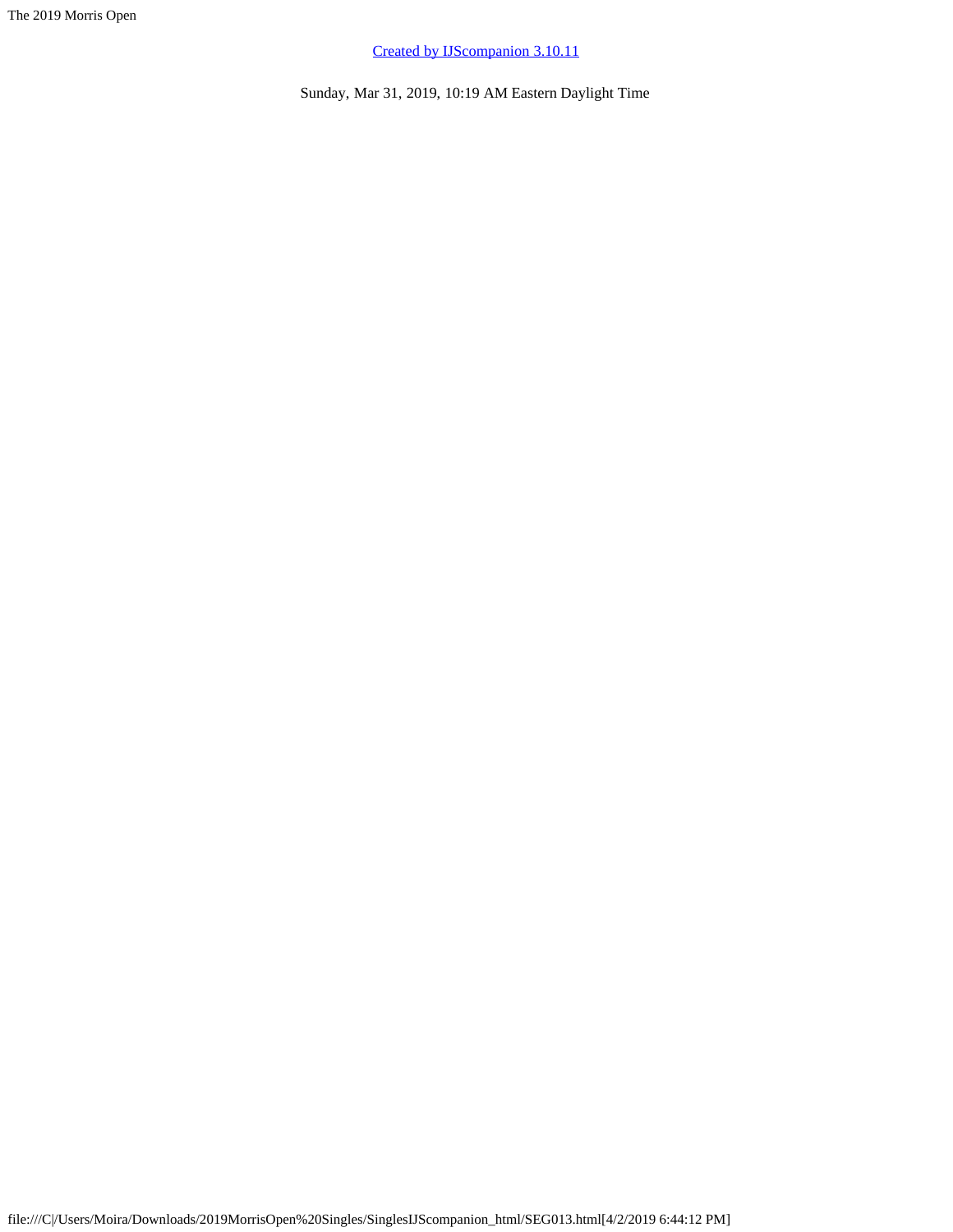[Created by IJScompanion 3.10.11]

Sunday, Mar 31, 2019, 10:19 AM Eastern Daylight Time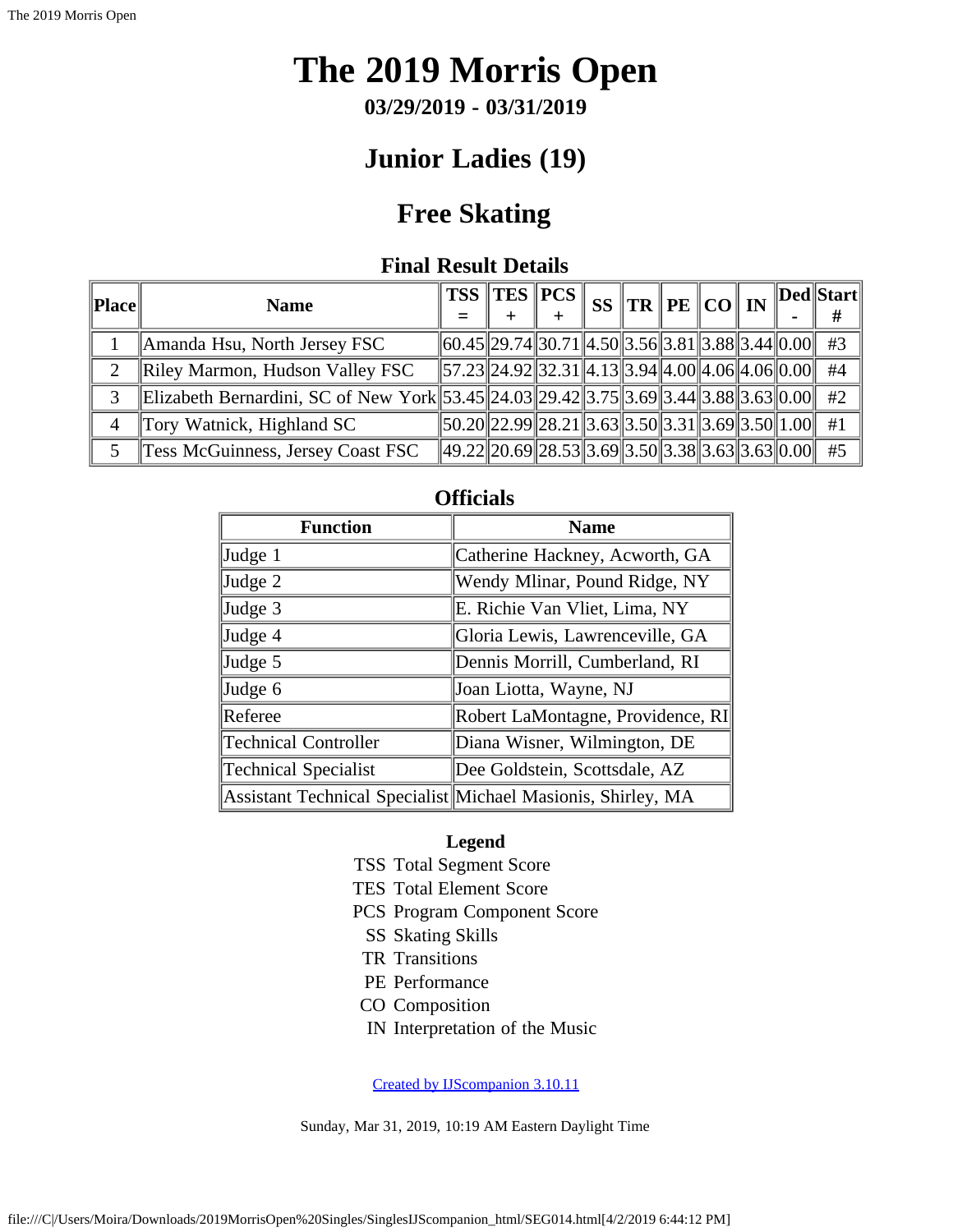# The 2019 Morris Open

**03/29/2019 - 03/31/2019**

## Junior Ladies (19)

## Free Skating

### Final Result Details

| Place | Name | TSS = | TES + | PCS + | SS | TR | PE | CO | IN | Ded - | Start # |
|---|---|---|---|---|---|---|---|---|---|---|---|
| 1 | Amanda Hsu, North Jersey FSC | 60.45 | 29.74 | 30.71 | 4.50 | 3.56 | 3.81 | 3.88 | 3.44 | 0.00 | #3 |
| 2 | Riley Marmon, Hudson Valley FSC | 57.23 | 24.92 | 32.31 | 4.13 | 3.94 | 4.00 | 4.06 | 4.06 | 0.00 | #4 |
| 3 | Elizabeth Bernardini, SC of New York | 53.45 | 24.03 | 29.42 | 3.75 | 3.69 | 3.44 | 3.88 | 3.63 | 0.00 | #2 |
| 4 | Tory Watnick, Highland SC | 50.20 | 22.99 | 28.21 | 3.63 | 3.50 | 3.31 | 3.69 | 3.50 | 1.00 | #1 |
| 5 | Tess McGuinness, Jersey Coast FSC | 49.22 | 20.69 | 28.53 | 3.69 | 3.50 | 3.38 | 3.63 | 3.63 | 0.00 | #5 |

### Officials

| Function | Name |
|---|---|
| Judge 1 | Catherine Hackney, Acworth, GA |
| Judge 2 | Wendy Mlinar, Pound Ridge, NY |
| Judge 3 | E. Richie Van Vliet, Lima, NY |
| Judge 4 | Gloria Lewis, Lawrenceville, GA |
| Judge 5 | Dennis Morrill, Cumberland, RI |
| Judge 6 | Joan Liotta, Wayne, NJ |
| Referee | Robert LaMontagne, Providence, RI |
| Technical Controller | Diana Wisner, Wilmington, DE |
| Technical Specialist | Dee Goldstein, Scottsdale, AZ |
| Assistant Technical Specialist | Michael Masionis, Shirley, MA |

**Legend**

TSS Total Segment Score
TES Total Element Score
PCS Program Component Score
SS Skating Skills
TR Transitions
PE Performance
CO Composition
IN Interpretation of the Music

Created by IJScompanion 3.10.11

Sunday, Mar 31, 2019, 10:19 AM Eastern Daylight Time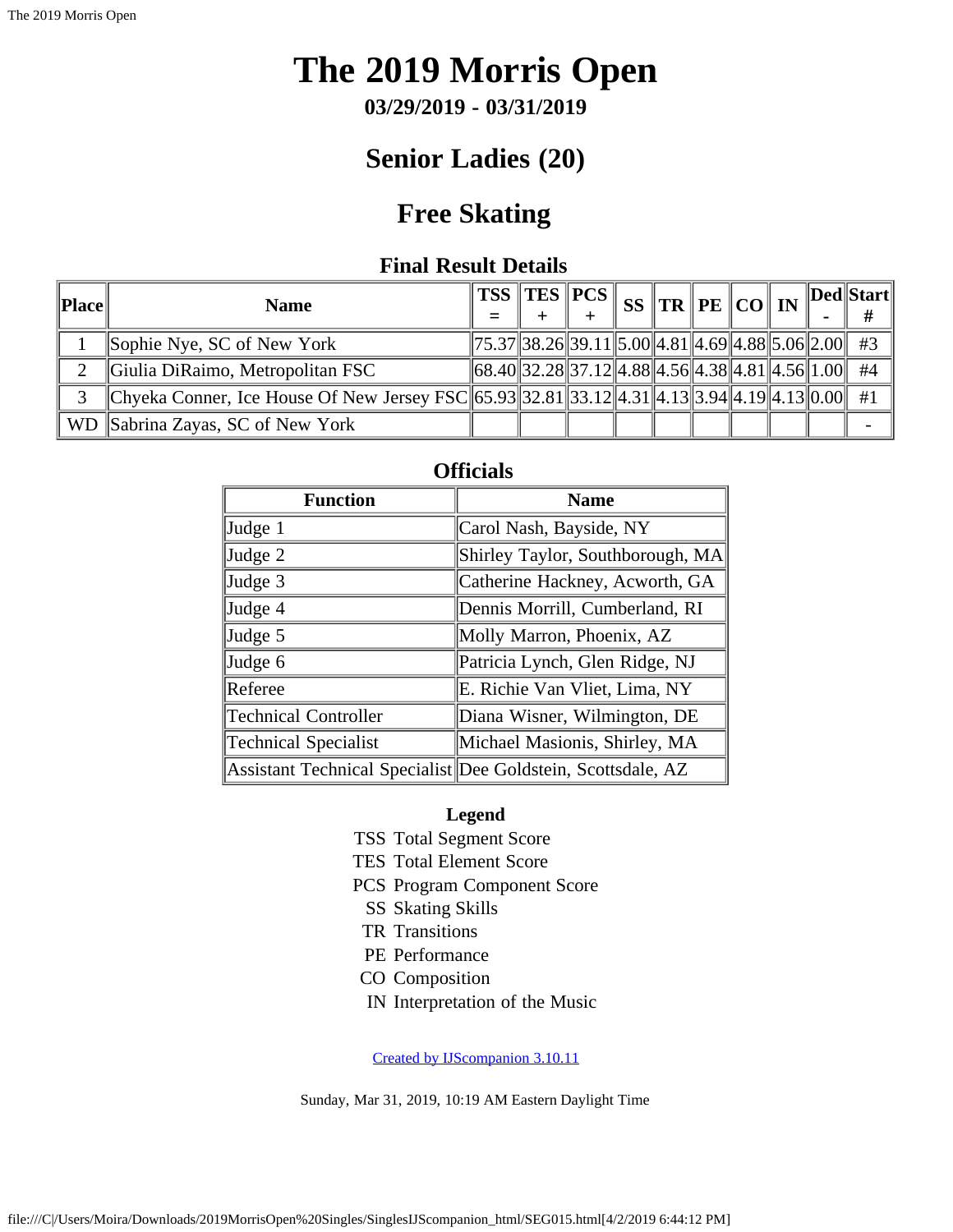# The 2019 Morris Open

**03/29/2019 - 03/31/2019**

## Senior Ladies (20)

## Free Skating

### Final Result Details

| Place | Name | TSS = | TES + | PCS + | SS | TR | PE | CO | IN | Ded - | Start # |
|---|---|---|---|---|---|---|---|---|---|---|---|
| 1 | Sophie Nye, SC of New York | 75.37 | 38.26 | 39.11 | 5.00 | 4.81 | 4.69 | 4.88 | 5.06 | 2.00 | #3 |
| 2 | Giulia DiRaimo, Metropolitan FSC | 68.40 | 32.28 | 37.12 | 4.88 | 4.56 | 4.38 | 4.81 | 4.56 | 1.00 | #4 |
| 3 | Chyeka Conner, Ice House Of New Jersey FSC | 65.93 | 32.81 | 33.12 | 4.31 | 4.13 | 3.94 | 4.19 | 4.13 | 0.00 | #1 |
| WD | Sabrina Zayas, SC of New York | | | | | | | | | | - |

### Officials

| Function | Name |
|---|---|
| Judge 1 | Carol Nash, Bayside, NY |
| Judge 2 | Shirley Taylor, Southborough, MA |
| Judge 3 | Catherine Hackney, Acworth, GA |
| Judge 4 | Dennis Morrill, Cumberland, RI |
| Judge 5 | Molly Marron, Phoenix, AZ |
| Judge 6 | Patricia Lynch, Glen Ridge, NJ |
| Referee | E. Richie Van Vliet, Lima, NY |
| Technical Controller | Diana Wisner, Wilmington, DE |
| Technical Specialist | Michael Masionis, Shirley, MA |
| Assistant Technical Specialist | Dee Goldstein, Scottsdale, AZ |

**Legend**

TSS Total Segment Score
TES Total Element Score
PCS Program Component Score
SS Skating Skills
TR Transitions
PE Performance
CO Composition
IN Interpretation of the Music

Created by IJScompanion 3.10.11

Sunday, Mar 31, 2019, 10:19 AM Eastern Daylight Time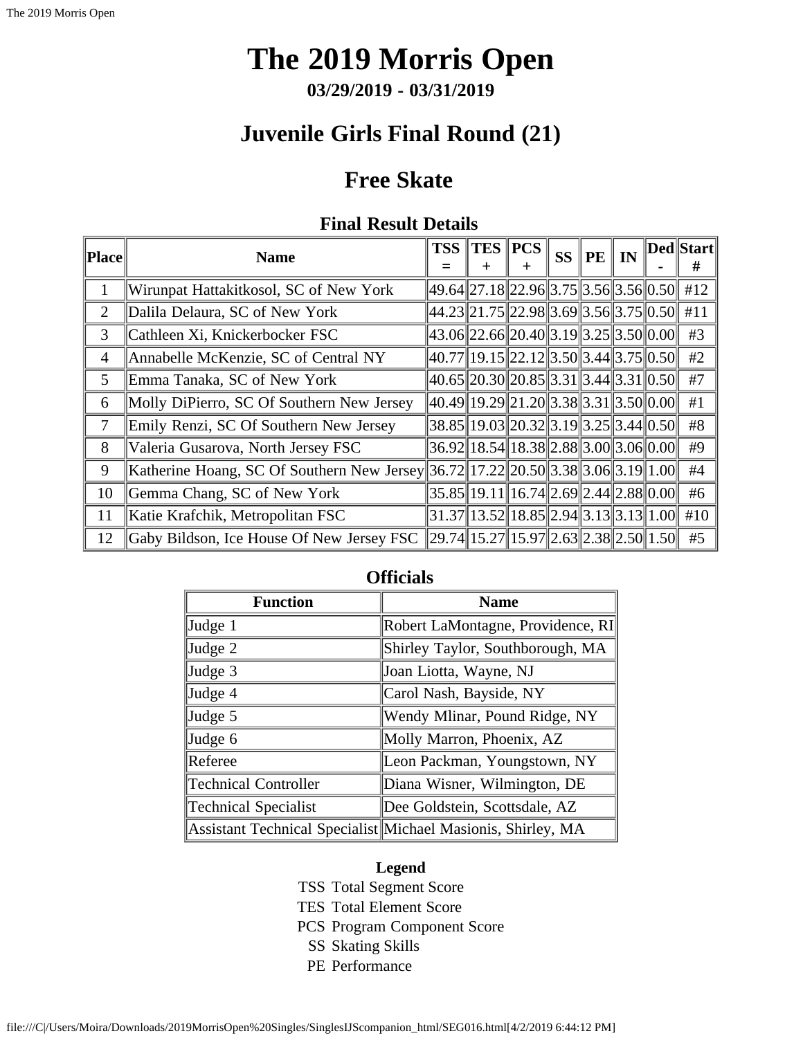# The 2019 Morris Open

**03/29/2019 - 03/31/2019**

## Juvenile Girls Final Round (21)

## Free Skate

### Final Result Details

| Place | Name | TSS = | TES + | PCS + | SS | PE | IN | Ded - | Start # |
|---|---|---|---|---|---|---|---|---|---|
| 1 | Wirunpat Hattakitkosol, SC of New York | 49.64 | 27.18 | 22.96 | 3.75 | 3.56 | 3.56 | 0.50 | #12 |
| 2 | Dalila Delaura, SC of New York | 44.23 | 21.75 | 22.98 | 3.69 | 3.56 | 3.75 | 0.50 | #11 |
| 3 | Cathleen Xi, Knickerbocker FSC | 43.06 | 22.66 | 20.40 | 3.19 | 3.25 | 3.50 | 0.00 | #3 |
| 4 | Annabelle McKenzie, SC of Central NY | 40.77 | 19.15 | 22.12 | 3.50 | 3.44 | 3.75 | 0.50 | #2 |
| 5 | Emma Tanaka, SC of New York | 40.65 | 20.30 | 20.85 | 3.31 | 3.44 | 3.31 | 0.50 | #7 |
| 6 | Molly DiPierro, SC Of Southern New Jersey | 40.49 | 19.29 | 21.20 | 3.38 | 3.31 | 3.50 | 0.00 | #1 |
| 7 | Emily Renzi, SC Of Southern New Jersey | 38.85 | 19.03 | 20.32 | 3.19 | 3.25 | 3.44 | 0.50 | #8 |
| 8 | Valeria Gusarova, North Jersey FSC | 36.92 | 18.54 | 18.38 | 2.88 | 3.00 | 3.06 | 0.00 | #9 |
| 9 | Katherine Hoang, SC Of Southern New Jersey | 36.72 | 17.22 | 20.50 | 3.38 | 3.06 | 3.19 | 1.00 | #4 |
| 10 | Gemma Chang, SC of New York | 35.85 | 19.11 | 16.74 | 2.69 | 2.44 | 2.88 | 0.00 | #6 |
| 11 | Katie Krafchik, Metropolitan FSC | 31.37 | 13.52 | 18.85 | 2.94 | 3.13 | 3.13 | 1.00 | #10 |
| 12 | Gaby Bildson, Ice House Of New Jersey FSC | 29.74 | 15.27 | 15.97 | 2.63 | 2.38 | 2.50 | 1.50 | #5 |

### Officials

| Function | Name |
|---|---|
| Judge 1 | Robert LaMontagne, Providence, RI |
| Judge 2 | Shirley Taylor, Southborough, MA |
| Judge 3 | Joan Liotta, Wayne, NJ |
| Judge 4 | Carol Nash, Bayside, NY |
| Judge 5 | Wendy Mlinar, Pound Ridge, NY |
| Judge 6 | Molly Marron, Phoenix, AZ |
| Referee | Leon Packman, Youngstown, NY |
| Technical Controller | Diana Wisner, Wilmington, DE |
| Technical Specialist | Dee Goldstein, Scottsdale, AZ |
| Assistant Technical Specialist | Michael Masionis, Shirley, MA |

**Legend**

TSS Total Segment Score
TES Total Element Score
PCS Program Component Score
SS Skating Skills
PE Performance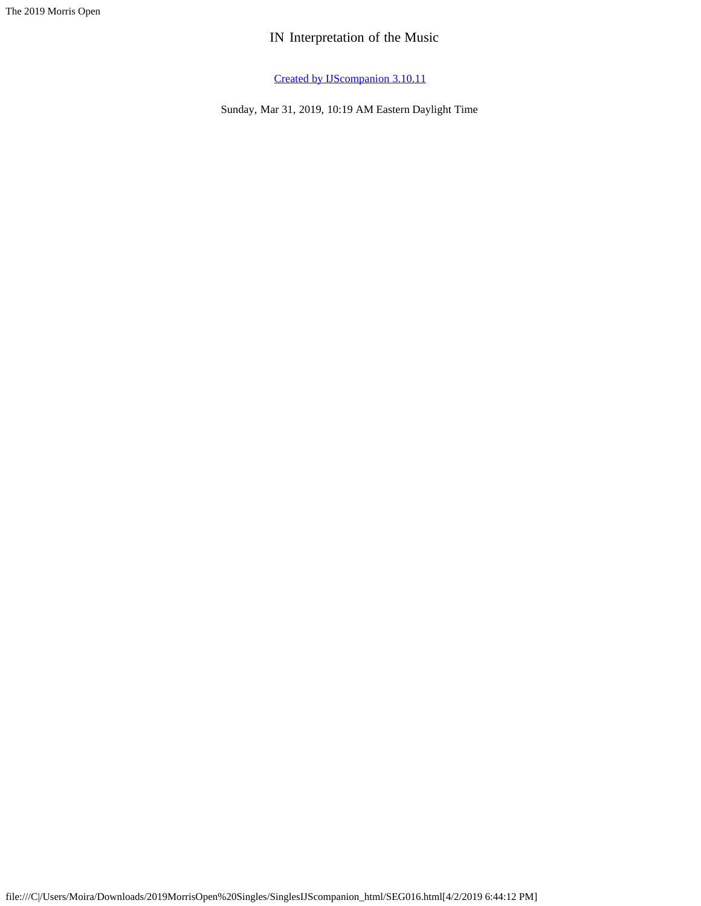IN Interpretation of the Music

[Created by IJScompanion 3.10.11]

Sunday, Mar 31, 2019, 10:19 AM Eastern Daylight Time